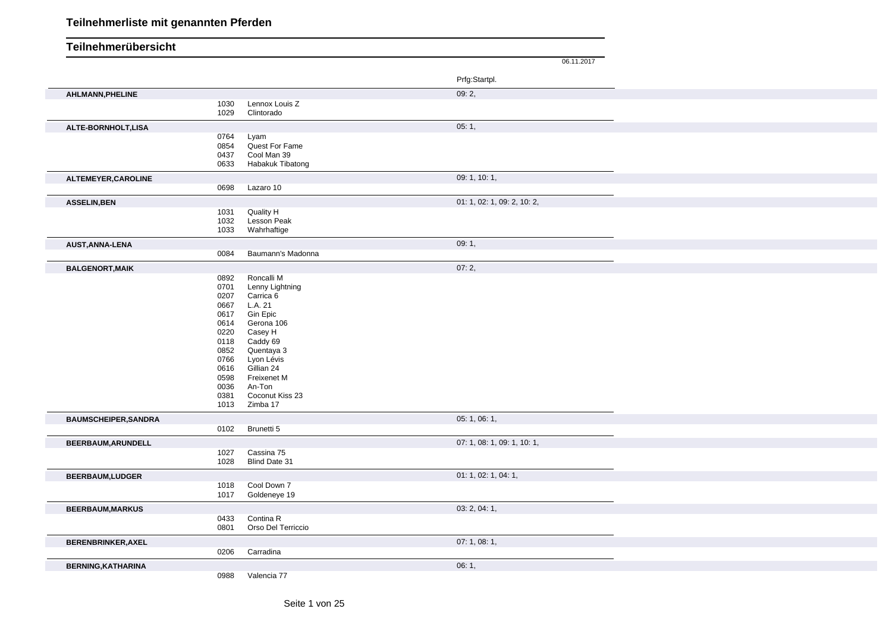# Teilnehmerliste mit genannten Pferden

## Teilnehmerübersicht

06.11.2017

| Teilnehmer | Nr. | Pferd | Prfg:Startpl. |
|---|---|---|---|
| **AHLMANN,PHELINE** | | | 09: 2, |
| | 1030 | Lennox Louis Z | |
| | 1029 | Clintorado | |
| **ALTE-BORNHOLT,LISA** | | | 05: 1, |
| | 0764 | Lyam | |
| | 0854 | Quest For Fame | |
| | 0437 | Cool Man 39 | |
| | 0633 | Habakuk Tibatong | |
| **ALTEMEYER,CAROLINE** | | | 09: 1, 10: 1, |
| | 0698 | Lazaro 10 | |
| **ASSELIN,BEN** | | | 01: 1, 02: 1, 09: 2, 10: 2, |
| | 1031 | Quality H | |
| | 1032 | Lesson Peak | |
| | 1033 | Wahrhaftige | |
| **AUST,ANNA-LENA** | | | 09: 1, |
| | 0084 | Baumann's Madonna | |
| **BALGENORT,MAIK** | | | 07: 2, |
| | 0892 | Roncalli M | |
| | 0701 | Lenny Lightning | |
| | 0207 | Carrica 6 | |
| | 0667 | L.A. 21 | |
| | 0617 | Gin Epic | |
| | 0614 | Gerona 106 | |
| | 0220 | Casey H | |
| | 0118 | Caddy 69 | |
| | 0852 | Quentaya 3 | |
| | 0766 | Lyon Lévis | |
| | 0616 | Gillian 24 | |
| | 0598 | Freixenet M | |
| | 0036 | An-Ton | |
| | 0381 | Coconut Kiss 23 | |
| | 1013 | Zimba 17 | |
| **BAUMSCHEIPER,SANDRA** | | | 05: 1, 06: 1, |
| | 0102 | Brunetti 5 | |
| **BEERBAUM,ARUNDELL** | | | 07: 1, 08: 1, 09: 1, 10: 1, |
| | 1027 | Cassina 75 | |
| | 1028 | Blind Date 31 | |
| **BEERBAUM,LUDGER** | | | 01: 1, 02: 1, 04: 1, |
| | 1018 | Cool Down 7 | |
| | 1017 | Goldeneye 19 | |
| **BEERBAUM,MARKUS** | | | 03: 2, 04: 1, |
| | 0433 | Contina R | |
| | 0801 | Orso Del Terriccio | |
| **BERENBRINKER,AXEL** | | | 07: 1, 08: 1, |
| | 0206 | Carradina | |
| **BERNING,KATHARINA** | | | 06: 1, |
| | 0988 | Valencia 77 | |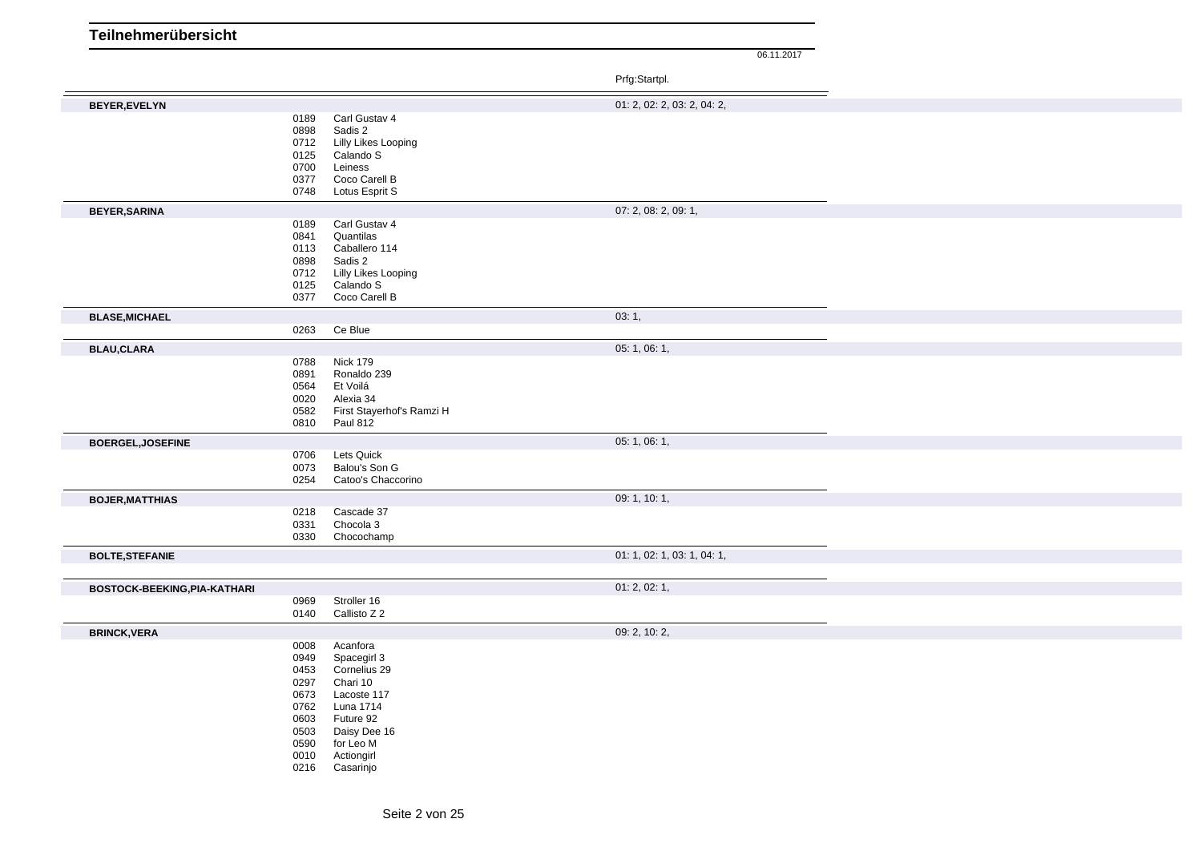# Teilnehmerübersicht

06.11.2017

| Teilnehmer | Nr. | Pferd | Prfg:Startpl. |
|---|---|---|---|
| **BEYER,EVELYN** | | | 01: 2, 02: 2, 03: 2, 04: 2, |
| | 0189 | Carl Gustav 4 | |
| | 0898 | Sadis 2 | |
| | 0712 | Lilly Likes Looping | |
| | 0125 | Calando S | |
| | 0700 | Leiness | |
| | 0377 | Coco Carell B | |
| | 0748 | Lotus Esprit S | |
| **BEYER,SARINA** | | | 07: 2, 08: 2, 09: 1, |
| | 0189 | Carl Gustav 4 | |
| | 0841 | Quantilas | |
| | 0113 | Caballero 114 | |
| | 0898 | Sadis 2 | |
| | 0712 | Lilly Likes Looping | |
| | 0125 | Calando S | |
| | 0377 | Coco Carell B | |
| **BLASE,MICHAEL** | | | 03: 1, |
| | 0263 | Ce Blue | |
| **BLAU,CLARA** | | | 05: 1, 06: 1, |
| | 0788 | Nick 179 | |
| | 0891 | Ronaldo 239 | |
| | 0564 | Et Voilá | |
| | 0020 | Alexia 34 | |
| | 0582 | First Stayerhof's Ramzi H | |
| | 0810 | Paul 812 | |
| **BOERGEL,JOSEFINE** | | | 05: 1, 06: 1, |
| | 0706 | Lets Quick | |
| | 0073 | Balou's Son G | |
| | 0254 | Catoo's Chaccorino | |
| **BOJER,MATTHIAS** | | | 09: 1, 10: 1, |
| | 0218 | Cascade 37 | |
| | 0331 | Chocola 3 | |
| | 0330 | Chocochamp | |
| **BOLTE,STEFANIE** | | | 01: 1, 02: 1, 03: 1, 04: 1, |
| **BOSTOCK-BEEKING,PIA-KATHARI** | | | 01: 2, 02: 1, |
| | 0969 | Stroller 16 | |
| | 0140 | Callisto Z 2 | |
| **BRINCK,VERA** | | | 09: 2, 10: 2, |
| | 0008 | Acanfora | |
| | 0949 | Spacegirl 3 | |
| | 0453 | Cornelius 29 | |
| | 0297 | Chari 10 | |
| | 0673 | Lacoste 117 | |
| | 0762 | Luna 1714 | |
| | 0603 | Future 92 | |
| | 0503 | Daisy Dee 16 | |
| | 0590 | for Leo M | |
| | 0010 | Actiongirl | |
| | 0216 | Casarinjo | |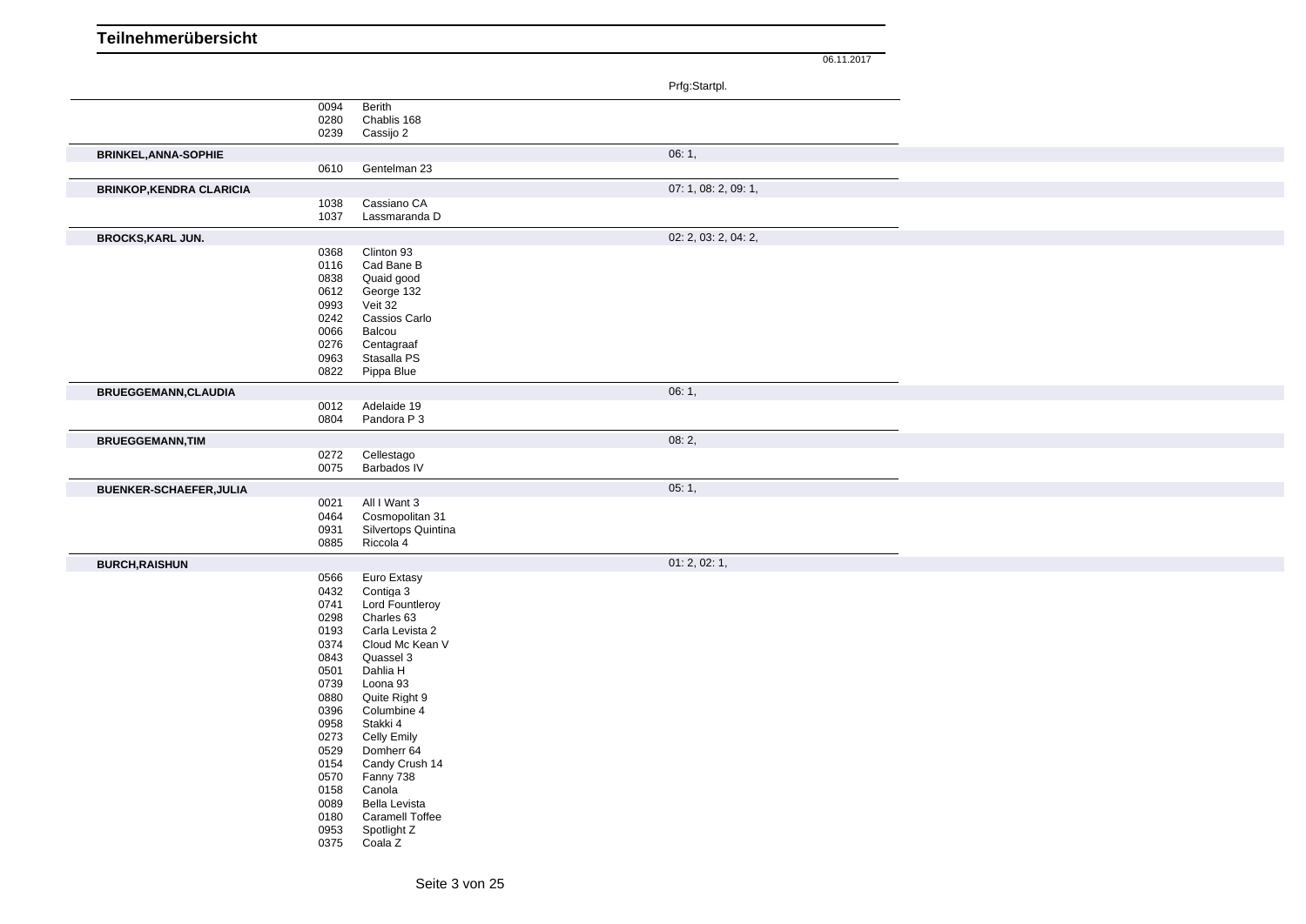# Teilnehmerübersicht

06.11.2017

| | | | Prfg:Startpl. |
|---|---|---|---|
| | 0094 | Berith | |
| | 0280 | Chablis 168 | |
| | 0239 | Cassijo 2 | |
| **BRINKEL,ANNA-SOPHIE** | | | 06: 1, |
| | 0610 | Gentelman 23 | |
| **BRINKOP,KENDRA CLARICIA** | | | 07: 1, 08: 2, 09: 1, |
| | 1038 | Cassiano CA | |
| | 1037 | Lassmaranda D | |
| **BROCKS,KARL JUN.** | | | 02: 2, 03: 2, 04: 2, |
| | 0368 | Clinton 93 | |
| | 0116 | Cad Bane B | |
| | 0838 | Quaid good | |
| | 0612 | George 132 | |
| | 0993 | Veit 32 | |
| | 0242 | Cassios Carlo | |
| | 0066 | Balcou | |
| | 0276 | Centagraaf | |
| | 0963 | Stasalla PS | |
| | 0822 | Pippa Blue | |
| **BRUEGGEMANN,CLAUDIA** | | | 06: 1, |
| | 0012 | Adelaide 19 | |
| | 0804 | Pandora P 3 | |
| **BRUEGGEMANN,TIM** | | | 08: 2, |
| | 0272 | Cellestago | |
| | 0075 | Barbados IV | |
| **BUENKER-SCHAEFER,JULIA** | | | 05: 1, |
| | 0021 | All I Want 3 | |
| | 0464 | Cosmopolitan 31 | |
| | 0931 | Silvertops Quintina | |
| | 0885 | Riccola 4 | |
| **BURCH,RAISHUN** | | | 01: 2, 02: 1, |
| | 0566 | Euro Extasy | |
| | 0432 | Contiga 3 | |
| | 0741 | Lord Fountleroy | |
| | 0298 | Charles 63 | |
| | 0193 | Carla Levista 2 | |
| | 0374 | Cloud Mc Kean V | |
| | 0843 | Quassel 3 | |
| | 0501 | Dahlia H | |
| | 0739 | Loona 93 | |
| | 0880 | Quite Right 9 | |
| | 0396 | Columbine 4 | |
| | 0958 | Stakki 4 | |
| | 0273 | Celly Emily | |
| | 0529 | Domherr 64 | |
| | 0154 | Candy Crush 14 | |
| | 0570 | Fanny 738 | |
| | 0158 | Canola | |
| | 0089 | Bella Levista | |
| | 0180 | Caramell Toffee | |
| | 0953 | Spotlight Z | |
| | 0375 | Coala Z | |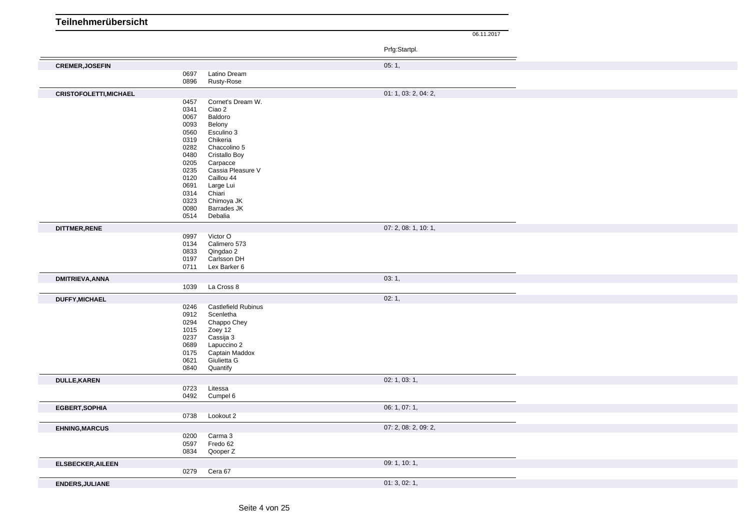# Teilnehmerübersicht

06.11.2017

| Teilnehmer | Nr. | Pferd | Prfg:Startpl. |
| --- | --- | --- | --- |
| **CREMER,JOSEFIN** | | | 05: 1, |
| | 0697 | Latino Dream | |
| | 0896 | Rusty-Rose | |
| **CRISTOFOLETTI,MICHAEL** | | | 01: 1, 03: 2, 04: 2, |
| | 0457 | Cornet's Dream W. | |
| | 0341 | Ciao 2 | |
| | 0067 | Baldoro | |
| | 0093 | Belony | |
| | 0560 | Esculino 3 | |
| | 0319 | Chikeria | |
| | 0282 | Chaccolino 5 | |
| | 0480 | Cristallo Boy | |
| | 0205 | Carpacce | |
| | 0235 | Cassia Pleasure V | |
| | 0120 | Caillou 44 | |
| | 0691 | Large Lui | |
| | 0314 | Chiari | |
| | 0323 | Chimoya JK | |
| | 0080 | Barrades JK | |
| | 0514 | Debalia | |
| **DITTMER,RENE** | | | 07: 2, 08: 1, 10: 1, |
| | 0997 | Victor O | |
| | 0134 | Calimero 573 | |
| | 0833 | Qingdao 2 | |
| | 0197 | Carlsson DH | |
| | 0711 | Lex Barker 6 | |
| **DMITRIEVA,ANNA** | | | 03: 1, |
| | 1039 | La Cross 8 | |
| **DUFFY,MICHAEL** | | | 02: 1, |
| | 0246 | Castlefield Rubinus | |
| | 0912 | Scenletha | |
| | 0294 | Chappo Chey | |
| | 1015 | Zoey 12 | |
| | 0237 | Cassija 3 | |
| | 0689 | Lapuccino 2 | |
| | 0175 | Captain Maddox | |
| | 0621 | Giulietta G | |
| | 0840 | Quantify | |
| **DULLE,KAREN** | | | 02: 1, 03: 1, |
| | 0723 | Litessa | |
| | 0492 | Cumpel 6 | |
| **EGBERT,SOPHIA** | | | 06: 1, 07: 1, |
| | 0738 | Lookout 2 | |
| **EHNING,MARCUS** | | | 07: 2, 08: 2, 09: 2, |
| | 0200 | Carma 3 | |
| | 0597 | Fredo 62 | |
| | 0834 | Qooper Z | |
| **ELSBECKER,AILEEN** | | | 09: 1, 10: 1, |
| | 0279 | Cera 67 | |
| **ENDERS,JULIANE** | | | 01: 3, 02: 1, |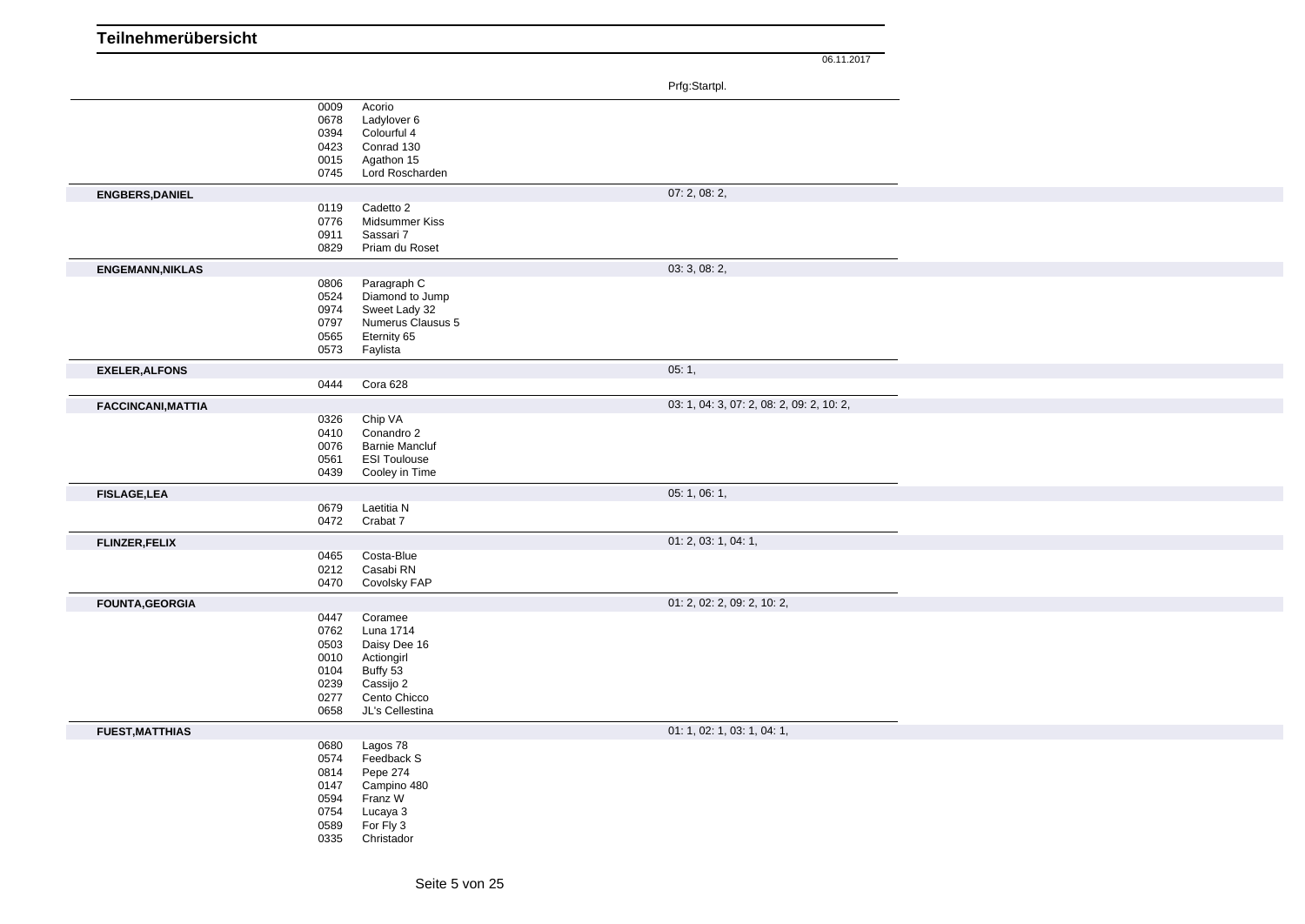# Teilnehmerübersicht

06.11.2017

| | | | Prfg:Startpl. |
|---|---|---|---|
| | 0009 | Acorio | |
| | 0678 | Ladylover 6 | |
| | 0394 | Colourful 4 | |
| | 0423 | Conrad 130 | |
| | 0015 | Agathon 15 | |
| | 0745 | Lord Roscharden | |
| **ENGBERS,DANIEL** | | | 07: 2, 08: 2, |
| | 0119 | Cadetto 2 | |
| | 0776 | Midsummer Kiss | |
| | 0911 | Sassari 7 | |
| | 0829 | Priam du Roset | |
| **ENGEMANN,NIKLAS** | | | 03: 3, 08: 2, |
| | 0806 | Paragraph C | |
| | 0524 | Diamond to Jump | |
| | 0974 | Sweet Lady 32 | |
| | 0797 | Numerus Clausus 5 | |
| | 0565 | Eternity 65 | |
| | 0573 | Faylista | |
| **EXELER,ALFONS** | | | 05: 1, |
| | 0444 | Cora 628 | |
| **FACCINCANI,MATTIA** | | | 03: 1, 04: 3, 07: 2, 08: 2, 09: 2, 10: 2, |
| | 0326 | Chip VA | |
| | 0410 | Conandro 2 | |
| | 0076 | Barnie Mancluf | |
| | 0561 | ESI Toulouse | |
| | 0439 | Cooley in Time | |
| **FISLAGE,LEA** | | | 05: 1, 06: 1, |
| | 0679 | Laetitia N | |
| | 0472 | Crabat 7 | |
| **FLINZER,FELIX** | | | 01: 2, 03: 1, 04: 1, |
| | 0465 | Costa-Blue | |
| | 0212 | Casabi RN | |
| | 0470 | Covolsky FAP | |
| **FOUNTA,GEORGIA** | | | 01: 2, 02: 2, 09: 2, 10: 2, |
| | 0447 | Coramee | |
| | 0762 | Luna 1714 | |
| | 0503 | Daisy Dee 16 | |
| | 0010 | Actiongirl | |
| | 0104 | Buffy 53 | |
| | 0239 | Cassijo 2 | |
| | 0277 | Cento Chicco | |
| | 0658 | JL's Cellestina | |
| **FUEST,MATTHIAS** | | | 01: 1, 02: 1, 03: 1, 04: 1, |
| | 0680 | Lagos 78 | |
| | 0574 | Feedback S | |
| | 0814 | Pepe 274 | |
| | 0147 | Campino 480 | |
| | 0594 | Franz W | |
| | 0754 | Lucaya 3 | |
| | 0589 | For Fly 3 | |
| | 0335 | Christador | |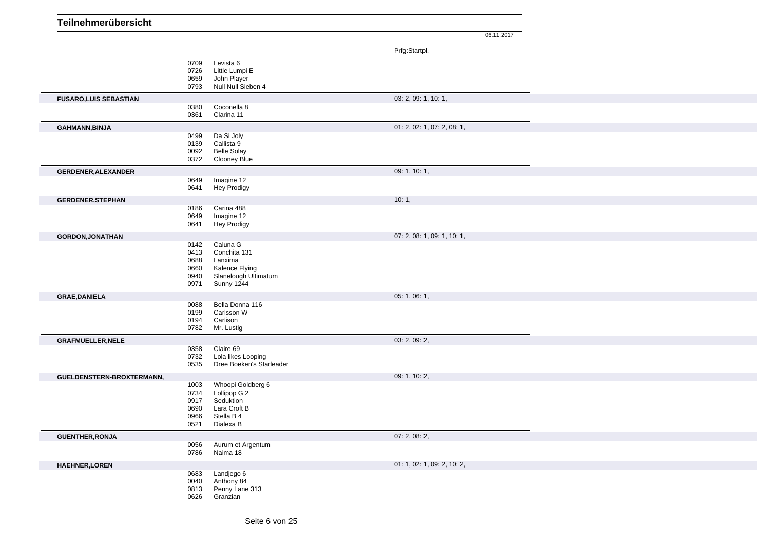# Teilnehmerübersicht

06.11.2017

| Teilnehmer | Nr. | Pferd | Prfg:Startpl. |
|---|---|---|---|
| | 0709 | Levista 6 | |
| | 0726 | Little Lumpi E | |
| | 0659 | John Player | |
| | 0793 | Null Null Sieben 4 | |
| **FUSARO,LUIS SEBASTIAN** | | | 03: 2, 09: 1, 10: 1, |
| | 0380 | Coconella 8 | |
| | 0361 | Clarina 11 | |
| **GAHMANN,BINJA** | | | 01: 2, 02: 1, 07: 2, 08: 1, |
| | 0499 | Da Si Joly | |
| | 0139 | Callista 9 | |
| | 0092 | Belle Solay | |
| | 0372 | Clooney Blue | |
| **GERDENER,ALEXANDER** | | | 09: 1, 10: 1, |
| | 0649 | Imagine 12 | |
| | 0641 | Hey Prodigy | |
| **GERDENER,STEPHAN** | | | 10: 1, |
| | 0186 | Carina 488 | |
| | 0649 | Imagine 12 | |
| | 0641 | Hey Prodigy | |
| **GORDON,JONATHAN** | | | 07: 2, 08: 1, 09: 1, 10: 1, |
| | 0142 | Caluna G | |
| | 0413 | Conchita 131 | |
| | 0688 | Lanxima | |
| | 0660 | Kalence Flying | |
| | 0940 | Slanelough Ultimatum | |
| | 0971 | Sunny 1244 | |
| **GRAE,DANIELA** | | | 05: 1, 06: 1, |
| | 0088 | Bella Donna 116 | |
| | 0199 | Carlsson W | |
| | 0194 | Carlison | |
| | 0782 | Mr. Lustig | |
| **GRAFMUELLER,NELE** | | | 03: 2, 09: 2, |
| | 0358 | Claire 69 | |
| | 0732 | Lola likes Looping | |
| | 0535 | Dree Boeken's Starleader | |
| **GUELDENSTERN-BROXTERMANN,** | | | 09: 1, 10: 2, |
| | 1003 | Whoopi Goldberg 6 | |
| | 0734 | Lollipop G 2 | |
| | 0917 | Seduktion | |
| | 0690 | Lara Croft B | |
| | 0966 | Stella B 4 | |
| | 0521 | Dialexa B | |
| **GUENTHER,RONJA** | | | 07: 2, 08: 2, |
| | 0056 | Aurum et Argentum | |
| | 0786 | Naima 18 | |
| **HAEHNER,LOREN** | | | 01: 1, 02: 1, 09: 2, 10: 2, |
| | 0683 | Landjego 6 | |
| | 0040 | Anthony 84 | |
| | 0813 | Penny Lane 313 | |
| | 0626 | Granzian | |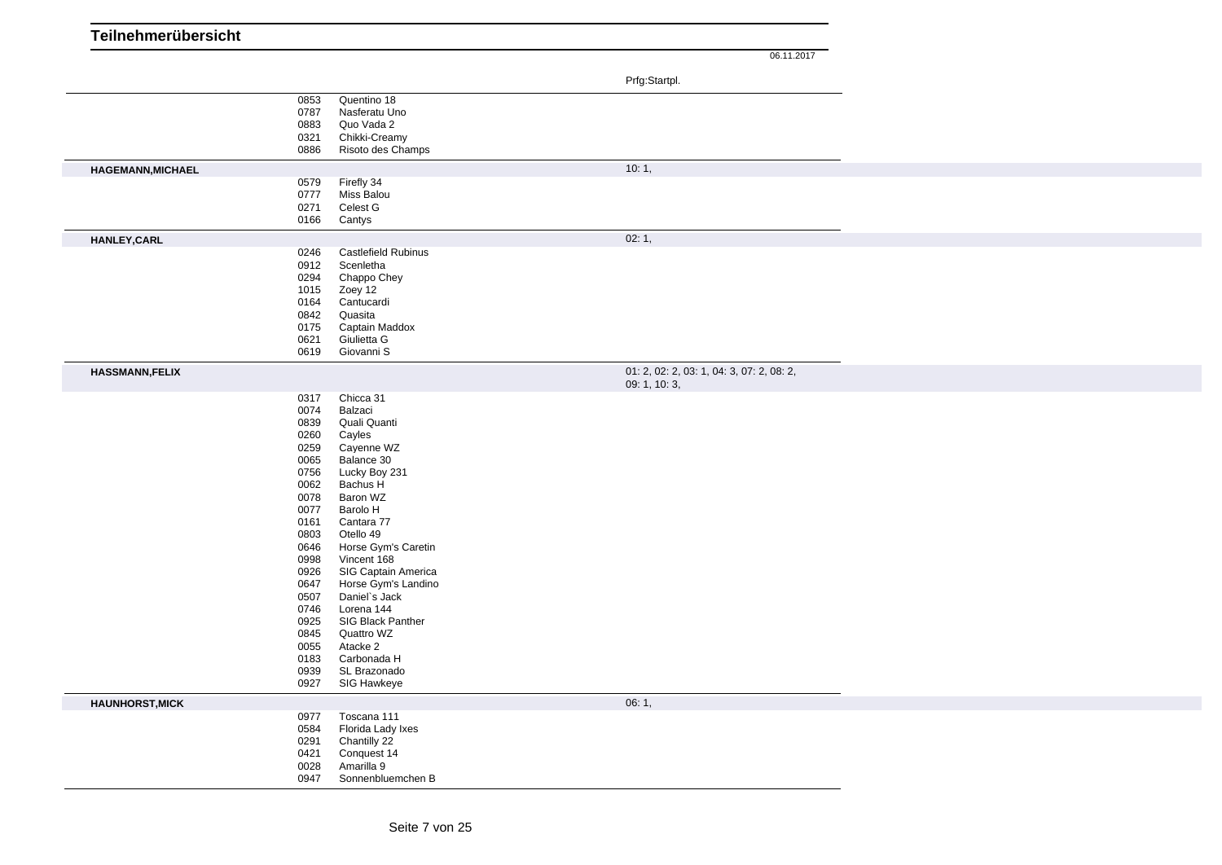# Teilnehmerübersicht

06.11.2017

| Teilnehmer | Nr. | Pferd | Prfg:Startpl. |
|---|---|---|---|
| | 0853 | Quentino 18 | |
| | 0787 | Nasferatu Uno | |
| | 0883 | Quo Vada 2 | |
| | 0321 | Chikki-Creamy | |
| | 0886 | Risoto des Champs | |
| **HAGEMANN,MICHAEL** | | | 10: 1, |
| | 0579 | Firefly 34 | |
| | 0777 | Miss Balou | |
| | 0271 | Celest G | |
| | 0166 | Cantys | |
| **HANLEY,CARL** | | | 02: 1, |
| | 0246 | Castlefield Rubinus | |
| | 0912 | Scenletha | |
| | 0294 | Chappo Chey | |
| | 1015 | Zoey 12 | |
| | 0164 | Cantucardi | |
| | 0842 | Quasita | |
| | 0175 | Captain Maddox | |
| | 0621 | Giulietta G | |
| | 0619 | Giovanni S | |
| **HASSMANN,FELIX** | | | 01: 2, 02: 2, 03: 1, 04: 3, 07: 2, 08: 2, 09: 1, 10: 3, |
| | 0317 | Chicca 31 | |
| | 0074 | Balzaci | |
| | 0839 | Quali Quanti | |
| | 0260 | Cayles | |
| | 0259 | Cayenne WZ | |
| | 0065 | Balance 30 | |
| | 0756 | Lucky Boy 231 | |
| | 0062 | Bachus H | |
| | 0078 | Baron WZ | |
| | 0077 | Barolo H | |
| | 0161 | Cantara 77 | |
| | 0803 | Otello 49 | |
| | 0646 | Horse Gym's Caretin | |
| | 0998 | Vincent 168 | |
| | 0926 | SIG Captain America | |
| | 0647 | Horse Gym's Landino | |
| | 0507 | Daniel`s Jack | |
| | 0746 | Lorena 144 | |
| | 0925 | SIG Black Panther | |
| | 0845 | Quattro WZ | |
| | 0055 | Atacke 2 | |
| | 0183 | Carbonada H | |
| | 0939 | SL Brazonado | |
| | 0927 | SIG Hawkeye | |
| **HAUNHORST,MICK** | | | 06: 1, |
| | 0977 | Toscana 111 | |
| | 0584 | Florida Lady Ixes | |
| | 0291 | Chantilly 22 | |
| | 0421 | Conquest 14 | |
| | 0028 | Amarilla 9 | |
| | 0947 | Sonnenbluemchen B | |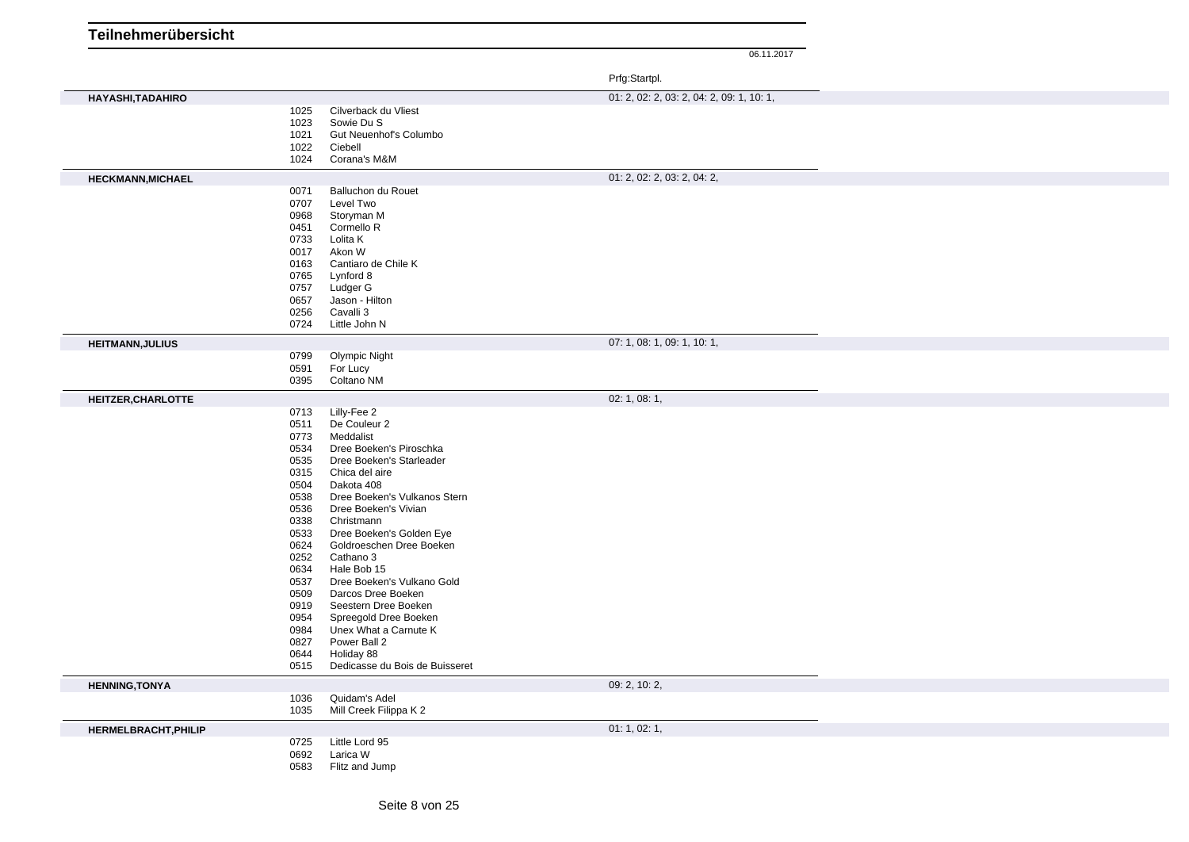# Teilnehmerübersicht

06.11.2017

| | | | Prfg:Startpl. |
|---|---|---|---|
| **HAYASHI,TADAHIRO** | | | 01: 2, 02: 2, 03: 2, 04: 2, 09: 1, 10: 1, |
| | 1025 | Cilverback du Vliest | |
| | 1023 | Sowie Du S | |
| | 1021 | Gut Neuenhof's Columbo | |
| | 1022 | Ciebell | |
| | 1024 | Corana's M&M | |
| **HECKMANN,MICHAEL** | | | 01: 2, 02: 2, 03: 2, 04: 2, |
| | 0071 | Balluchon du Rouet | |
| | 0707 | Level Two | |
| | 0968 | Storyman M | |
| | 0451 | Cormello R | |
| | 0733 | Lolita K | |
| | 0017 | Akon W | |
| | 0163 | Cantiaro de Chile K | |
| | 0765 | Lynford 8 | |
| | 0757 | Ludger G | |
| | 0657 | Jason - Hilton | |
| | 0256 | Cavalli 3 | |
| | 0724 | Little John N | |
| **HEITMANN,JULIUS** | | | 07: 1, 08: 1, 09: 1, 10: 1, |
| | 0799 | Olympic Night | |
| | 0591 | For Lucy | |
| | 0395 | Coltano NM | |
| **HEITZER,CHARLOTTE** | | | 02: 1, 08: 1, |
| | 0713 | Lilly-Fee 2 | |
| | 0511 | De Couleur 2 | |
| | 0773 | Meddalist | |
| | 0534 | Dree Boeken's Piroschka | |
| | 0535 | Dree Boeken's Starleader | |
| | 0315 | Chica del aire | |
| | 0504 | Dakota 408 | |
| | 0538 | Dree Boeken's Vulkanos Stern | |
| | 0536 | Dree Boeken's Vivian | |
| | 0338 | Christmann | |
| | 0533 | Dree Boeken's Golden Eye | |
| | 0624 | Goldroeschen Dree Boeken | |
| | 0252 | Cathano 3 | |
| | 0634 | Hale Bob 15 | |
| | 0537 | Dree Boeken's Vulkano Gold | |
| | 0509 | Darcos Dree Boeken | |
| | 0919 | Seestern Dree Boeken | |
| | 0954 | Spreegold Dree Boeken | |
| | 0984 | Unex What a Carnute K | |
| | 0827 | Power Ball 2 | |
| | 0644 | Holiday 88 | |
| | 0515 | Dedicasse du Bois de Buisseret | |
| **HENNING,TONYA** | | | 09: 2, 10: 2, |
| | 1036 | Quidam's Adel | |
| | 1035 | Mill Creek Filippa K 2 | |
| **HERMELBRACHT,PHILIP** | | | 01: 1, 02: 1, |
| | 0725 | Little Lord 95 | |
| | 0692 | Larica W | |
| | 0583 | Flitz and Jump | |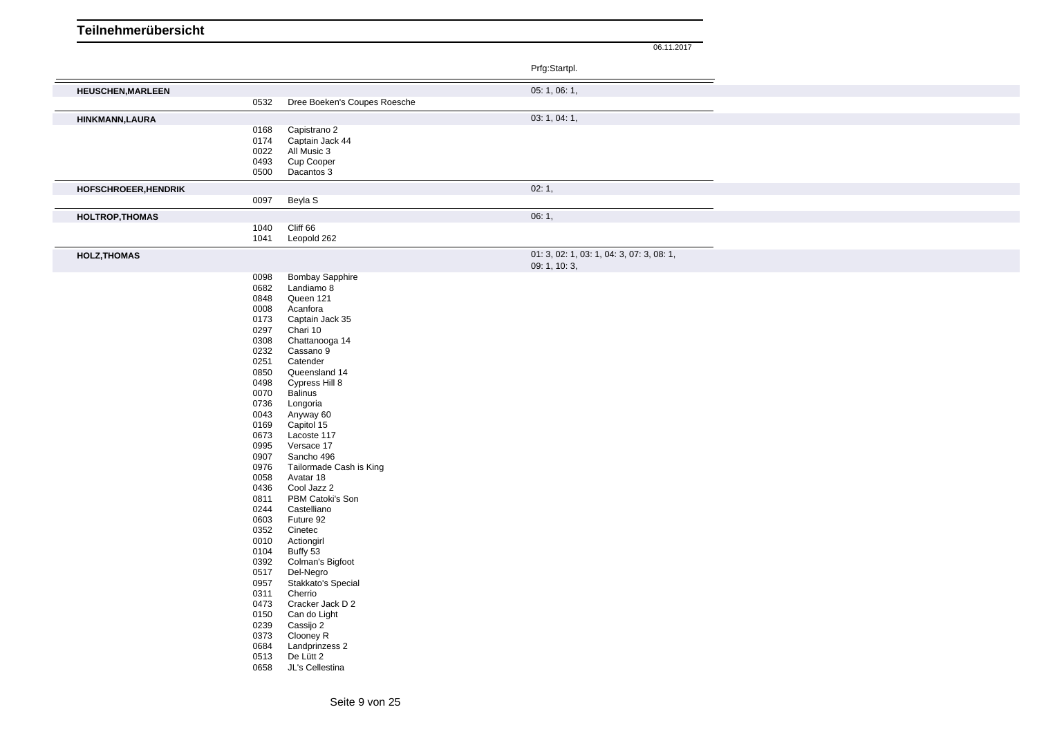# Teilnehmerübersicht

06.11.2017

| Name | Nr. | Pferd | Prfg:Startpl. |
|---|---|---|---|
| **HEUSCHEN,MARLEEN** | | | 05: 1, 06: 1, |
| | 0532 | Dree Boeken's Coupes Roesche | |
| **HINKMANN,LAURA** | | | 03: 1, 04: 1, |
| | 0168 | Capistrano 2 | |
| | 0174 | Captain Jack 44 | |
| | 0022 | All Music 3 | |
| | 0493 | Cup Cooper | |
| | 0500 | Dacantos 3 | |
| **HOFSCHROEER,HENDRIK** | | | 02: 1, |
| | 0097 | Beyla S | |
| **HOLTROP,THOMAS** | | | 06: 1, |
| | 1040 | Cliff 66 | |
| | 1041 | Leopold 262 | |
| **HOLZ,THOMAS** | | | 01: 3, 02: 1, 03: 1, 04: 3, 07: 3, 08: 1, 09: 1, 10: 3, |
| | 0098 | Bombay Sapphire | |
| | 0682 | Landiamo 8 | |
| | 0848 | Queen 121 | |
| | 0008 | Acanfora | |
| | 0173 | Captain Jack 35 | |
| | 0297 | Chari 10 | |
| | 0308 | Chattanooga 14 | |
| | 0232 | Cassano 9 | |
| | 0251 | Catender | |
| | 0850 | Queensland 14 | |
| | 0498 | Cypress Hill 8 | |
| | 0070 | Balinus | |
| | 0736 | Longoria | |
| | 0043 | Anyway 60 | |
| | 0169 | Capitol 15 | |
| | 0673 | Lacoste 117 | |
| | 0995 | Versace 17 | |
| | 0907 | Sancho 496 | |
| | 0976 | Tailormade Cash is King | |
| | 0058 | Avatar 18 | |
| | 0436 | Cool Jazz 2 | |
| | 0811 | PBM Catoki's Son | |
| | 0244 | Castelliano | |
| | 0603 | Future 92 | |
| | 0352 | Cinetec | |
| | 0010 | Actiongirl | |
| | 0104 | Buffy 53 | |
| | 0392 | Colman's Bigfoot | |
| | 0517 | Del-Negro | |
| | 0957 | Stakkato's Special | |
| | 0311 | Cherrio | |
| | 0473 | Cracker Jack D 2 | |
| | 0150 | Can do Light | |
| | 0239 | Cassijo 2 | |
| | 0373 | Clooney R | |
| | 0684 | Landprinzess 2 | |
| | 0513 | De Lütt 2 | |
| | 0658 | JL's Cellestina | |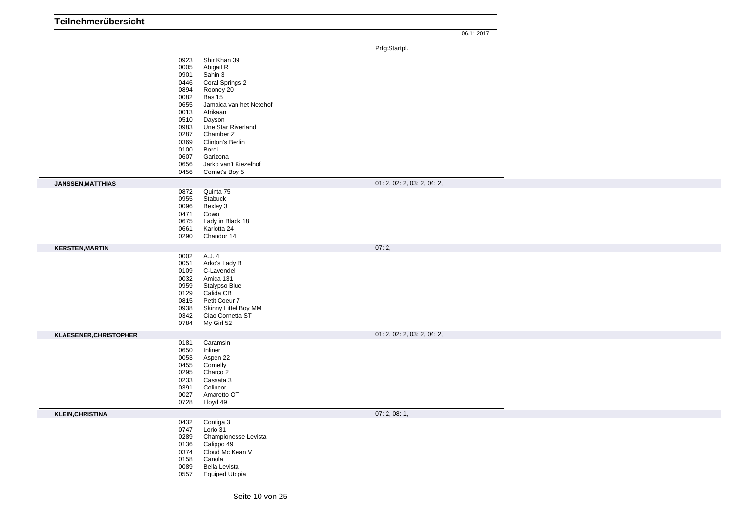# Teilnehmerübersicht

06.11.2017

| | Nr. | Pferd | Prfg:Startpl. |
|---|---|---|---|
| | 0923 | Shir Khan 39 | |
| | 0005 | Abigail R | |
| | 0901 | Sahin 3 | |
| | 0446 | Coral Springs 2 | |
| | 0894 | Rooney 20 | |
| | 0082 | Bas 15 | |
| | 0655 | Jamaica van het Netehof | |
| | 0013 | Afrikaan | |
| | 0510 | Dayson | |
| | 0983 | Une Star Riverland | |
| | 0287 | Chamber Z | |
| | 0369 | Clinton's Berlin | |
| | 0100 | Bordi | |
| | 0607 | Garizona | |
| | 0656 | Jarko van't Kiezelhof | |
| | 0456 | Cornet's Boy 5 | |
| **JANSSEN,MATTHIAS** | | | 01: 2, 02: 2, 03: 2, 04: 2, |
| | 0872 | Quinta 75 | |
| | 0955 | Stabuck | |
| | 0096 | Bexley 3 | |
| | 0471 | Cowo | |
| | 0675 | Lady in Black 18 | |
| | 0661 | Karlotta 24 | |
| | 0290 | Chandor 14 | |
| **KERSTEN,MARTIN** | | | 07: 2, |
| | 0002 | A.J. 4 | |
| | 0051 | Arko's Lady B | |
| | 0109 | C-Lavendel | |
| | 0032 | Amica 131 | |
| | 0959 | Stalypso Blue | |
| | 0129 | Calida CB | |
| | 0815 | Petit Coeur 7 | |
| | 0938 | Skinny Littel Boy MM | |
| | 0342 | Ciao Cornetta ST | |
| | 0784 | My Girl 52 | |
| **KLAESENER,CHRISTOPHER** | | | 01: 2, 02: 2, 03: 2, 04: 2, |
| | 0181 | Caramsin | |
| | 0650 | Inliner | |
| | 0053 | Aspen 22 | |
| | 0455 | Cornelly | |
| | 0295 | Charco 2 | |
| | 0233 | Cassata 3 | |
| | 0391 | Colincor | |
| | 0027 | Amaretto OT | |
| | 0728 | Lloyd 49 | |
| **KLEIN,CHRISTINA** | | | 07: 2, 08: 1, |
| | 0432 | Contiga 3 | |
| | 0747 | Lorio 31 | |
| | 0289 | Championesse Levista | |
| | 0136 | Calippo 49 | |
| | 0374 | Cloud Mc Kean V | |
| | 0158 | Canola | |
| | 0089 | Bella Levista | |
| | 0557 | Equiped Utopia | |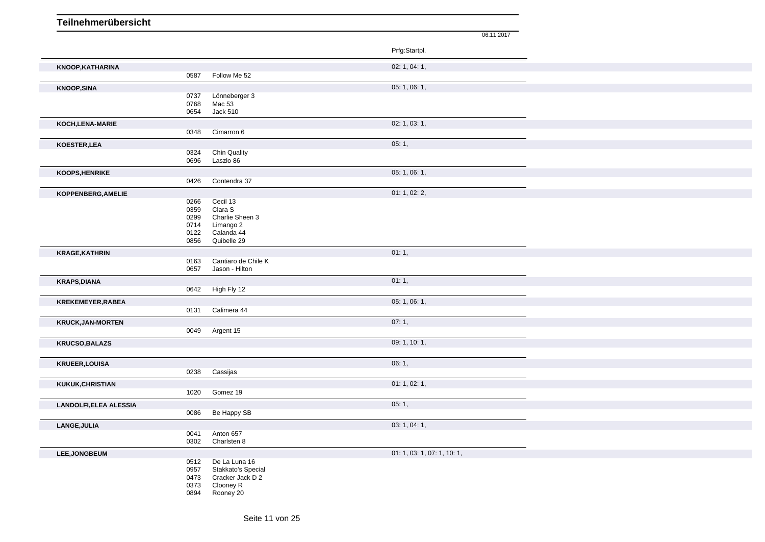## Teilnehmerübersicht

06.11.2017

| Teilnehmer | Nr. | Pferd | Prfg:Startpl. |
|---|---|---|---|
| **KNOOP,KATHARINA** | | | 02: 1, 04: 1, |
| | 0587 | Follow Me 52 | |
| **KNOOP,SINA** | | | 05: 1, 06: 1, |
| | 0737 | Lönneberger 3 | |
| | 0768 | Mac 53 | |
| | 0654 | Jack 510 | |
| **KOCH,LENA-MARIE** | | | 02: 1, 03: 1, |
| | 0348 | Cimarron 6 | |
| **KOESTER,LEA** | | | 05: 1, |
| | 0324 | Chin Quality | |
| | 0696 | Laszlo 86 | |
| **KOOPS,HENRIKE** | | | 05: 1, 06: 1, |
| | 0426 | Contendra 37 | |
| **KOPPENBERG,AMELIE** | | | 01: 1, 02: 2, |
| | 0266 | Cecil 13 | |
| | 0359 | Clara S | |
| | 0299 | Charlie Sheen 3 | |
| | 0714 | Limango 2 | |
| | 0122 | Calanda 44 | |
| | 0856 | Quibelle 29 | |
| **KRAGE,KATHRIN** | | | 01: 1, |
| | 0163 | Cantiaro de Chile K | |
| | 0657 | Jason - Hilton | |
| **KRAPS,DIANA** | | | 01: 1, |
| | 0642 | High Fly 12 | |
| **KREKEMEYER,RABEA** | | | 05: 1, 06: 1, |
| | 0131 | Calimera 44 | |
| **KRUCK,JAN-MORTEN** | | | 07: 1, |
| | 0049 | Argent 15 | |
| **KRUCSO,BALAZS** | | | 09: 1, 10: 1, |
| **KRUEER,LOUISA** | | | 06: 1, |
| | 0238 | Cassijas | |
| **KUKUK,CHRISTIAN** | | | 01: 1, 02: 1, |
| | 1020 | Gomez 19 | |
| **LANDOLFI,ELEA ALESSIA** | | | 05: 1, |
| | 0086 | Be Happy SB | |
| **LANGE,JULIA** | | | 03: 1, 04: 1, |
| | 0041 | Anton 657 | |
| | 0302 | Charlsten 8 | |
| **LEE,JONGBEUM** | | | 01: 1, 03: 1, 07: 1, 10: 1, |
| | 0512 | De La Luna 16 | |
| | 0957 | Stakkato's Special | |
| | 0473 | Cracker Jack D 2 | |
| | 0373 | Clooney R | |
| | 0894 | Rooney 20 | |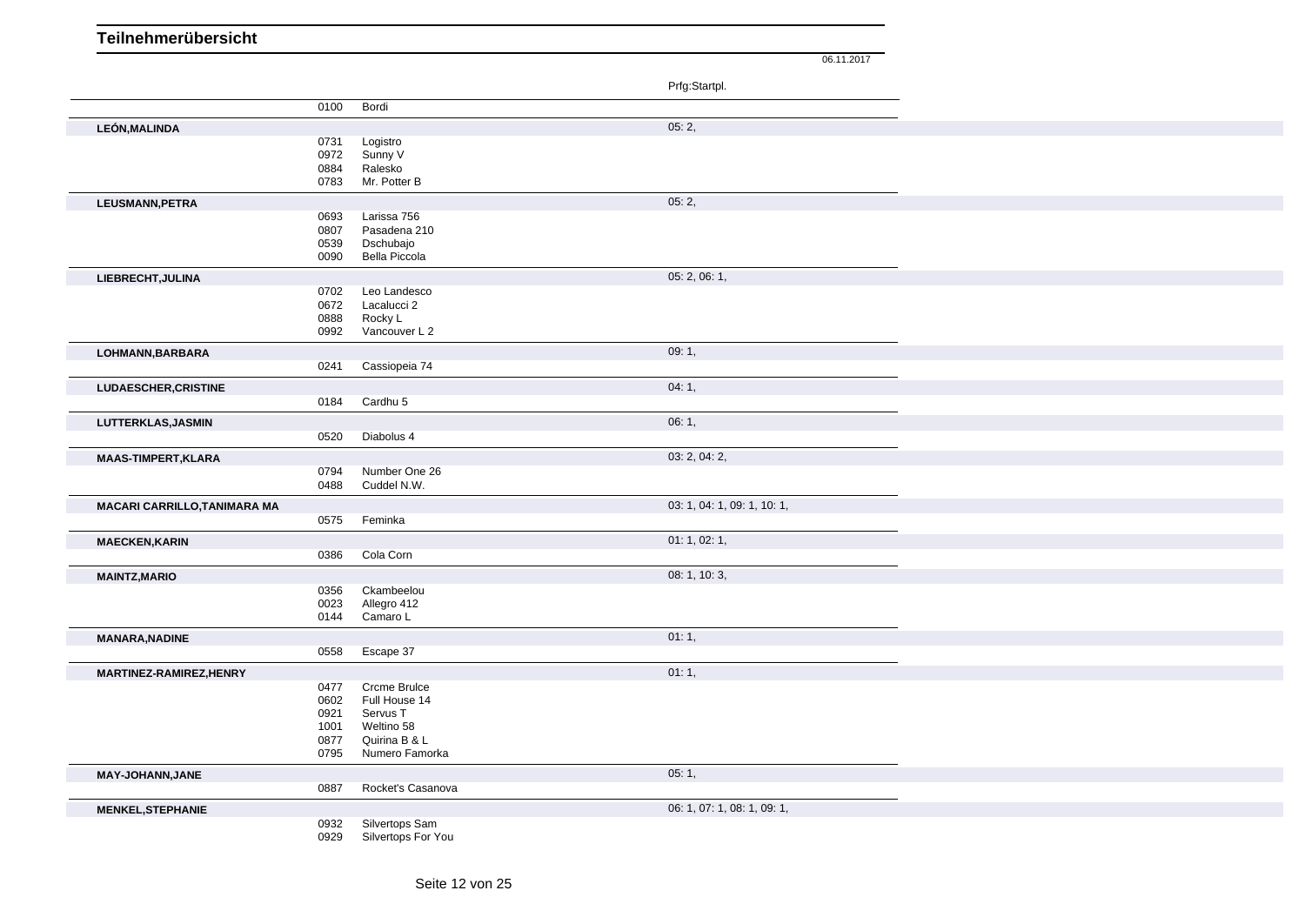# Teilnehmerübersicht

06.11.2017

| Name | Nr. | Pferd | Prfg:Startpl. |
|---|---|---|---|
| | 0100 | Bordi | |
| **LEÓN,MALINDA** | | | 05: 2, |
| | 0731 | Logistro | |
| | 0972 | Sunny V | |
| | 0884 | Ralesko | |
| | 0783 | Mr. Potter B | |
| **LEUSMANN,PETRA** | | | 05: 2, |
| | 0693 | Larissa 756 | |
| | 0807 | Pasadena 210 | |
| | 0539 | Dschubajo | |
| | 0090 | Bella Piccola | |
| **LIEBRECHT,JULINA** | | | 05: 2, 06: 1, |
| | 0702 | Leo Landesco | |
| | 0672 | Lacalucci 2 | |
| | 0888 | Rocky L | |
| | 0992 | Vancouver L 2 | |
| **LOHMANN,BARBARA** | | | 09: 1, |
| | 0241 | Cassiopeia 74 | |
| **LUDAESCHER,CRISTINE** | | | 04: 1, |
| | 0184 | Cardhu 5 | |
| **LUTTERKLAS,JASMIN** | | | 06: 1, |
| | 0520 | Diabolus 4 | |
| **MAAS-TIMPERT,KLARA** | | | 03: 2, 04: 2, |
| | 0794 | Number One 26 | |
| | 0488 | Cuddel N.W. | |
| **MACARI CARRILLO,TANIMARA MA** | | | 03: 1, 04: 1, 09: 1, 10: 1, |
| | 0575 | Feminka | |
| **MAECKEN,KARIN** | | | 01: 1, 02: 1, |
| | 0386 | Cola Corn | |
| **MAINTZ,MARIO** | | | 08: 1, 10: 3, |
| | 0356 | Ckambeelou | |
| | 0023 | Allegro 412 | |
| | 0144 | Camaro L | |
| **MANARA,NADINE** | | | 01: 1, |
| | 0558 | Escape 37 | |
| **MARTINEZ-RAMIREZ,HENRY** | | | 01: 1, |
| | 0477 | Crcme Brulce | |
| | 0602 | Full House 14 | |
| | 0921 | Servus T | |
| | 1001 | Weltino 58 | |
| | 0877 | Quirina B & L | |
| | 0795 | Numero Famorka | |
| **MAY-JOHANN,JANE** | | | 05: 1, |
| | 0887 | Rocket's Casanova | |
| **MENKEL,STEPHANIE** | | | 06: 1, 07: 1, 08: 1, 09: 1, |
| | 0932 | Silvertops Sam | |
| | 0929 | Silvertops For You | |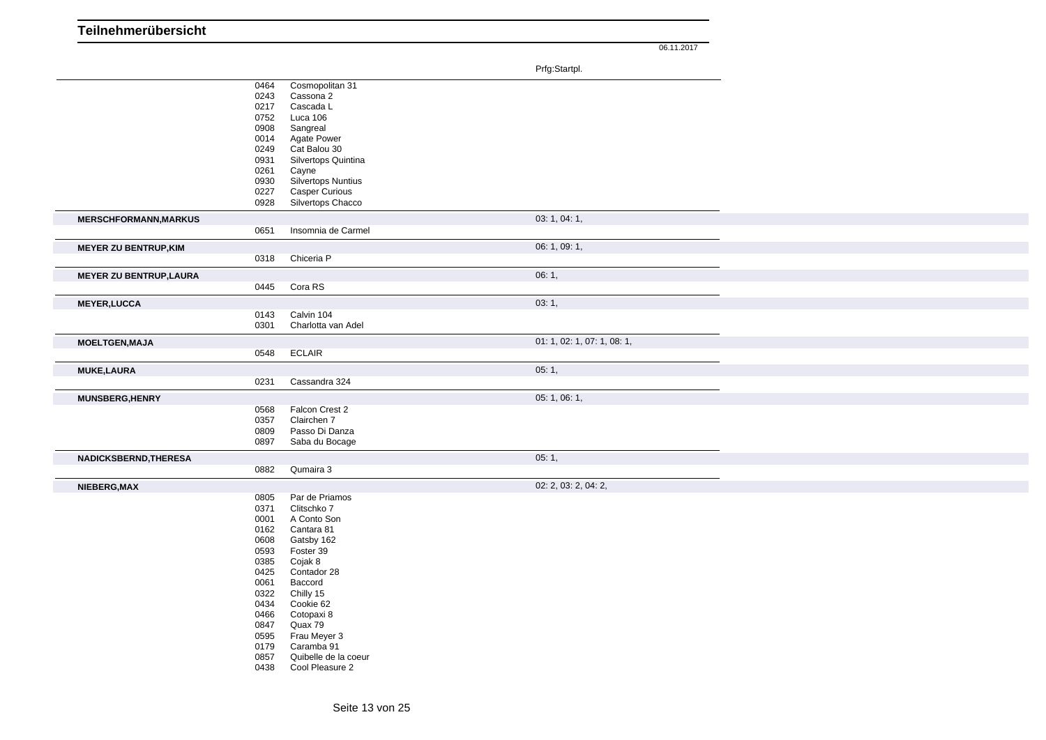## Teilnehmerübersicht

06.11.2017

| Teilnehmer | Nr. | Pferd | Prfg:Startpl. |
|---|---|---|---|
| | 0464 | Cosmopolitan 31 | |
| | 0243 | Cassona 2 | |
| | 0217 | Cascada L | |
| | 0752 | Luca 106 | |
| | 0908 | Sangreal | |
| | 0014 | Agate Power | |
| | 0249 | Cat Balou 30 | |
| | 0931 | Silvertops Quintina | |
| | 0261 | Cayne | |
| | 0930 | Silvertops Nuntius | |
| | 0227 | Casper Curious | |
| | 0928 | Silvertops Chacco | |
| **MERSCHFORMANN,MARKUS** | | | 03: 1, 04: 1, |
| | 0651 | Insomnia de Carmel | |
| **MEYER ZU BENTRUP,KIM** | | | 06: 1, 09: 1, |
| | 0318 | Chiceria P | |
| **MEYER ZU BENTRUP,LAURA** | | | 06: 1, |
| | 0445 | Cora RS | |
| **MEYER,LUCCA** | | | 03: 1, |
| | 0143 | Calvin 104 | |
| | 0301 | Charlotta van Adel | |
| **MOELTGEN,MAJA** | | | 01: 1, 02: 1, 07: 1, 08: 1, |
| | 0548 | ECLAIR | |
| **MUKE,LAURA** | | | 05: 1, |
| | 0231 | Cassandra 324 | |
| **MUNSBERG,HENRY** | | | 05: 1, 06: 1, |
| | 0568 | Falcon Crest 2 | |
| | 0357 | Clairchen 7 | |
| | 0809 | Passo Di Danza | |
| | 0897 | Saba du Bocage | |
| **NADICKSBERND,THERESA** | | | 05: 1, |
| | 0882 | Qumaira 3 | |
| **NIEBERG,MAX** | | | 02: 2, 03: 2, 04: 2, |
| | 0805 | Par de Priamos | |
| | 0371 | Clitschko 7 | |
| | 0001 | A Conto Son | |
| | 0162 | Cantara 81 | |
| | 0608 | Gatsby 162 | |
| | 0593 | Foster 39 | |
| | 0385 | Cojak 8 | |
| | 0425 | Contador 28 | |
| | 0061 | Baccord | |
| | 0322 | Chilly 15 | |
| | 0434 | Cookie 62 | |
| | 0466 | Cotopaxi 8 | |
| | 0847 | Quax 79 | |
| | 0595 | Frau Meyer 3 | |
| | 0179 | Caramba 91 | |
| | 0857 | Quibelle de la coeur | |
| | 0438 | Cool Pleasure 2 | |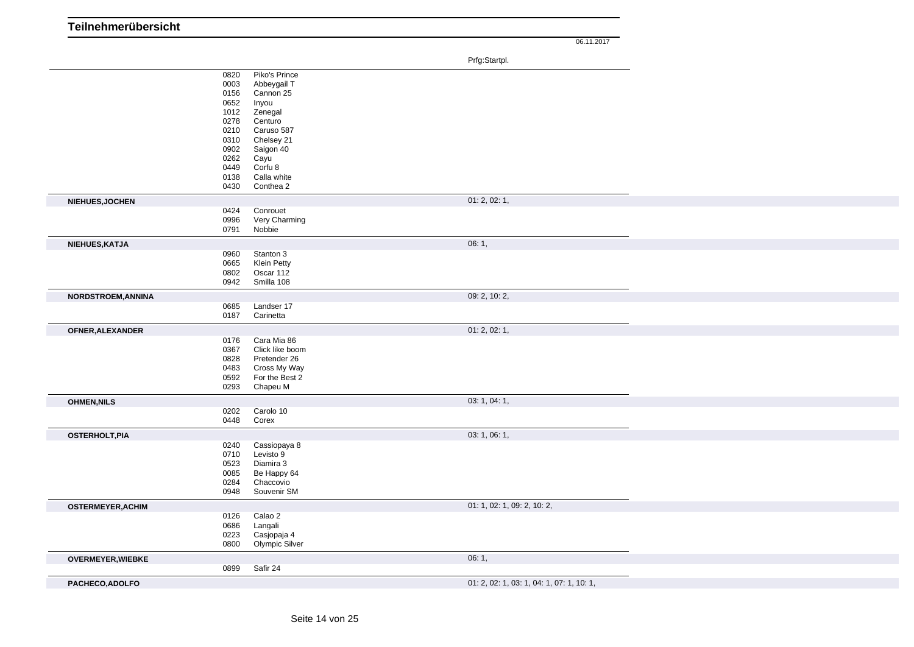# Teilnehmerübersicht

06.11.2017

| Name | Nr. | Pferd | Prfg:Startpl. |
|---|---|---|---|
| | 0820 | Piko's Prince | |
| | 0003 | Abbeygail T | |
| | 0156 | Cannon 25 | |
| | 0652 | Inyou | |
| | 1012 | Zenegal | |
| | 0278 | Centuro | |
| | 0210 | Caruso 587 | |
| | 0310 | Chelsey 21 | |
| | 0902 | Saigon 40 | |
| | 0262 | Cayu | |
| | 0449 | Corfu 8 | |
| | 0138 | Calla white | |
| | 0430 | Conthea 2 | |
| **NIEHUES,JOCHEN** | | | 01: 2, 02: 1, |
| | 0424 | Conrouet | |
| | 0996 | Very Charming | |
| | 0791 | Nobbie | |
| **NIEHUES,KATJA** | | | 06: 1, |
| | 0960 | Stanton 3 | |
| | 0665 | Klein Petty | |
| | 0802 | Oscar 112 | |
| | 0942 | Smilla 108 | |
| **NORDSTROEM,ANNINA** | | | 09: 2, 10: 2, |
| | 0685 | Landser 17 | |
| | 0187 | Carinetta | |
| **OFNER,ALEXANDER** | | | 01: 2, 02: 1, |
| | 0176 | Cara Mia 86 | |
| | 0367 | Click like boom | |
| | 0828 | Pretender 26 | |
| | 0483 | Cross My Way | |
| | 0592 | For the Best 2 | |
| | 0293 | Chapeu M | |
| **OHMEN,NILS** | | | 03: 1, 04: 1, |
| | 0202 | Carolo 10 | |
| | 0448 | Corex | |
| **OSTERHOLT,PIA** | | | 03: 1, 06: 1, |
| | 0240 | Cassiopaya 8 | |
| | 0710 | Levisto 9 | |
| | 0523 | Diamira 3 | |
| | 0085 | Be Happy 64 | |
| | 0284 | Chaccovio | |
| | 0948 | Souvenir SM | |
| **OSTERMEYER,ACHIM** | | | 01: 1, 02: 1, 09: 2, 10: 2, |
| | 0126 | Calao 2 | |
| | 0686 | Langali | |
| | 0223 | Casjopaja 4 | |
| | 0800 | Olympic Silver | |
| **OVERMEYER,WIEBKE** | | | 06: 1, |
| | 0899 | Safir 24 | |
| **PACHECO,ADOLFO** | | | 01: 2, 02: 1, 03: 1, 04: 1, 07: 1, 10: 1, |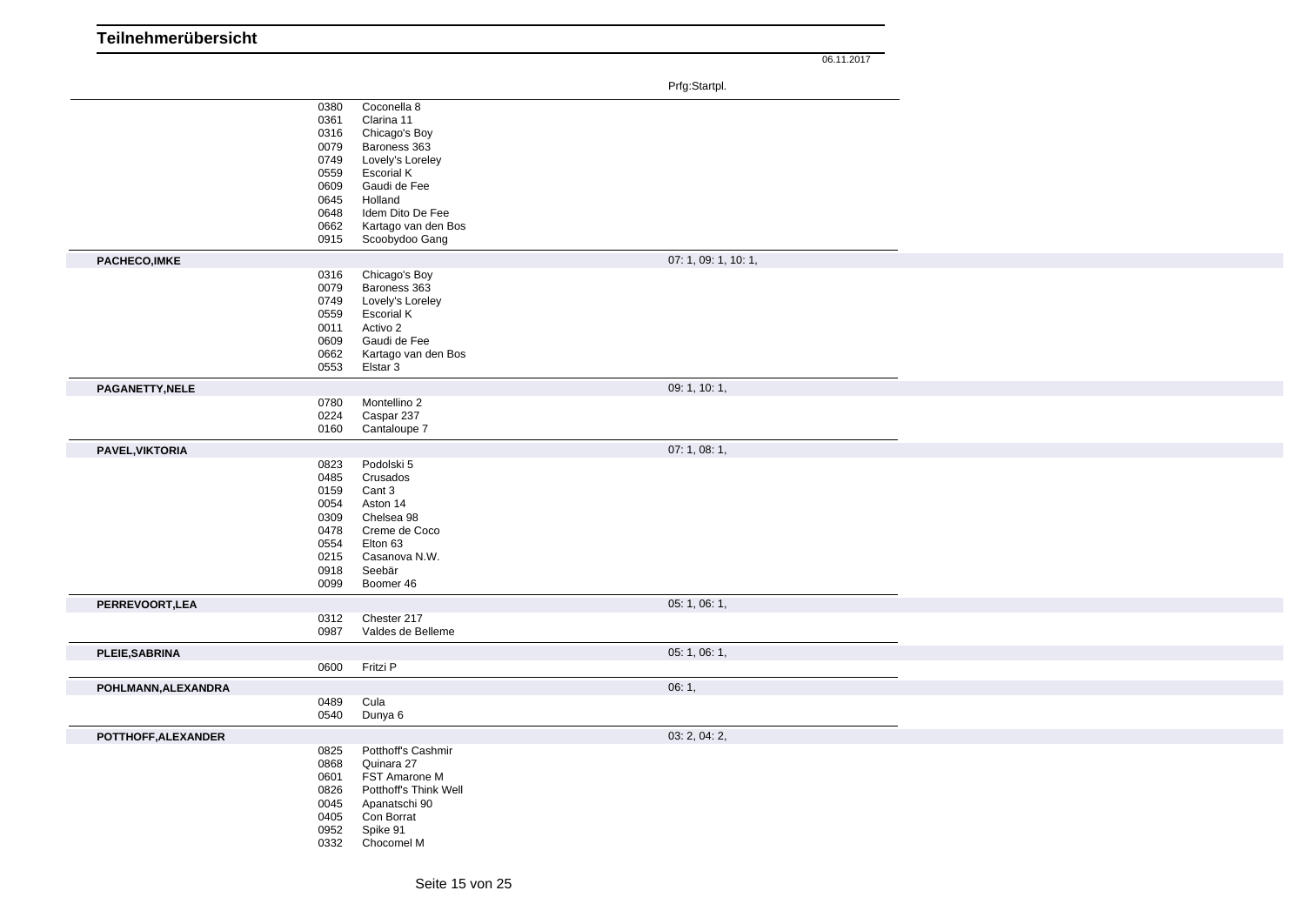## Teilnehmerübersicht

06.11.2017

| | Nr. | Pferd | Prfg:Startpl. |
|---|---|---|---|
| | 0380 | Coconella 8 | |
| | 0361 | Clarina 11 | |
| | 0316 | Chicago's Boy | |
| | 0079 | Baroness 363 | |
| | 0749 | Lovely's Loreley | |
| | 0559 | Escorial K | |
| | 0609 | Gaudi de Fee | |
| | 0645 | Holland | |
| | 0648 | Idem Dito De Fee | |
| | 0662 | Kartago van den Bos | |
| | 0915 | Scoobydoo Gang | |
| **PACHECO,IMKE** | | | 07: 1, 09: 1, 10: 1, |
| | 0316 | Chicago's Boy | |
| | 0079 | Baroness 363 | |
| | 0749 | Lovely's Loreley | |
| | 0559 | Escorial K | |
| | 0011 | Activo 2 | |
| | 0609 | Gaudi de Fee | |
| | 0662 | Kartago van den Bos | |
| | 0553 | Elstar 3 | |
| **PAGANETTY,NELE** | | | 09: 1, 10: 1, |
| | 0780 | Montellino 2 | |
| | 0224 | Caspar 237 | |
| | 0160 | Cantaloupe 7 | |
| **PAVEL,VIKTORIA** | | | 07: 1, 08: 1, |
| | 0823 | Podolski 5 | |
| | 0485 | Crusados | |
| | 0159 | Cant 3 | |
| | 0054 | Aston 14 | |
| | 0309 | Chelsea 98 | |
| | 0478 | Creme de Coco | |
| | 0554 | Elton 63 | |
| | 0215 | Casanova N.W. | |
| | 0918 | Seebär | |
| | 0099 | Boomer 46 | |
| **PERREVOORT,LEA** | | | 05: 1, 06: 1, |
| | 0312 | Chester 217 | |
| | 0987 | Valdes de Belleme | |
| **PLEIE,SABRINA** | | | 05: 1, 06: 1, |
| | 0600 | Fritzi P | |
| **POHLMANN,ALEXANDRA** | | | 06: 1, |
| | 0489 | Cula | |
| | 0540 | Dunya 6 | |
| **POTTHOFF,ALEXANDER** | | | 03: 2, 04: 2, |
| | 0825 | Potthoff's Cashmir | |
| | 0868 | Quinara 27 | |
| | 0601 | FST Amarone M | |
| | 0826 | Potthoff's Think Well | |
| | 0045 | Apanatschi 90 | |
| | 0405 | Con Borrat | |
| | 0952 | Spike 91 | |
| | 0332 | Chocomel M | |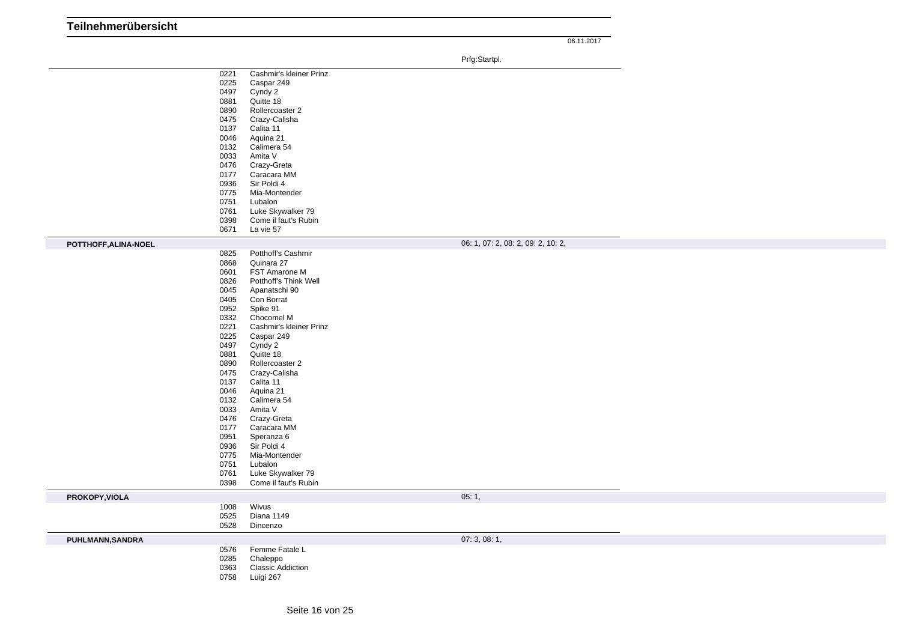# Teilnehmerübersicht

06.11.2017

| | | | Prfg:Startpl. |
|---|---|---|---|
| | 0221 | Cashmir's kleiner Prinz | |
| | 0225 | Caspar 249 | |
| | 0497 | Cyndy 2 | |
| | 0881 | Quitte 18 | |
| | 0890 | Rollercoaster 2 | |
| | 0475 | Crazy-Calisha | |
| | 0137 | Calita 11 | |
| | 0046 | Aquina 21 | |
| | 0132 | Calimera 54 | |
| | 0033 | Amita V | |
| | 0476 | Crazy-Greta | |
| | 0177 | Caracara MM | |
| | 0936 | Sir Poldi 4 | |
| | 0775 | Mia-Montender | |
| | 0751 | Lubalon | |
| | 0761 | Luke Skywalker 79 | |
| | 0398 | Come il faut's Rubin | |
| | 0671 | La vie 57 | |
| **POTTHOFF,ALINA-NOEL** | | | 06: 1, 07: 2, 08: 2, 09: 2, 10: 2, |
| | 0825 | Potthoff's Cashmir | |
| | 0868 | Quinara 27 | |
| | 0601 | FST Amarone M | |
| | 0826 | Potthoff's Think Well | |
| | 0045 | Apanatschi 90 | |
| | 0405 | Con Borrat | |
| | 0952 | Spike 91 | |
| | 0332 | Chocomel M | |
| | 0221 | Cashmir's kleiner Prinz | |
| | 0225 | Caspar 249 | |
| | 0497 | Cyndy 2 | |
| | 0881 | Quitte 18 | |
| | 0890 | Rollercoaster 2 | |
| | 0475 | Crazy-Calisha | |
| | 0137 | Calita 11 | |
| | 0046 | Aquina 21 | |
| | 0132 | Calimera 54 | |
| | 0033 | Amita V | |
| | 0476 | Crazy-Greta | |
| | 0177 | Caracara MM | |
| | 0951 | Speranza 6 | |
| | 0936 | Sir Poldi 4 | |
| | 0775 | Mia-Montender | |
| | 0751 | Lubalon | |
| | 0761 | Luke Skywalker 79 | |
| | 0398 | Come il faut's Rubin | |
| **PROKOPY,VIOLA** | | | 05: 1, |
| | 1008 | Wivus | |
| | 0525 | Diana 1149 | |
| | 0528 | Dincenzo | |
| **PUHLMANN,SANDRA** | | | 07: 3, 08: 1, |
| | 0576 | Femme Fatale L | |
| | 0285 | Chaleppo | |
| | 0363 | Classic Addiction | |
| | 0758 | Luigi 267 | |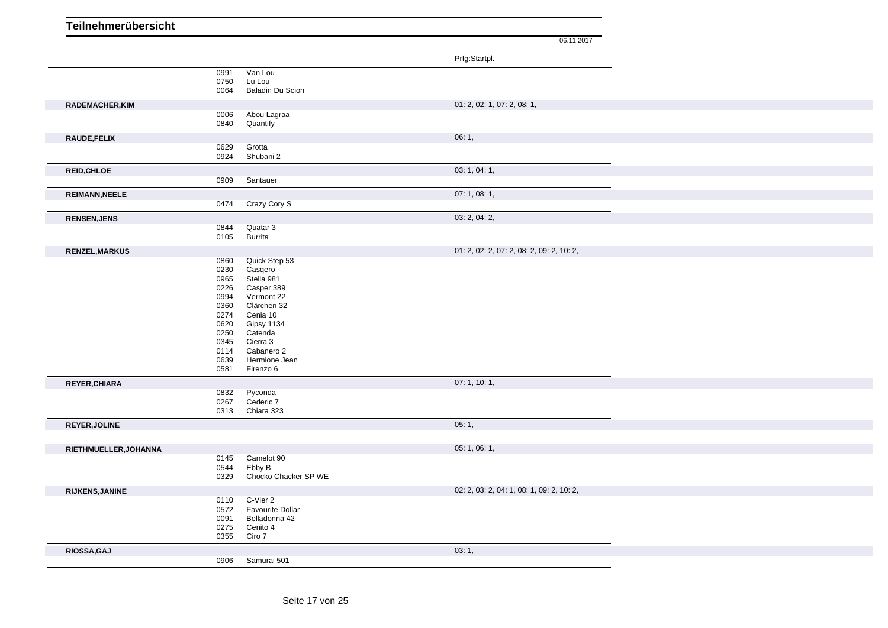# Teilnehmerübersicht

06.11.2017

| Reiter | Nr. | Pferd | Prfg:Startpl. |
|---|---|---|---|
| | 0991 | Van Lou | |
| | 0750 | Lu Lou | |
| | 0064 | Baladin Du Scion | |
| **RADEMACHER,KIM** | | | 01: 2, 02: 1, 07: 2, 08: 1, |
| | 0006 | Abou Lagraa | |
| | 0840 | Quantify | |
| **RAUDE,FELIX** | | | 06: 1, |
| | 0629 | Grotta | |
| | 0924 | Shubani 2 | |
| **REID,CHLOE** | | | 03: 1, 04: 1, |
| | 0909 | Santauer | |
| **REIMANN,NEELE** | | | 07: 1, 08: 1, |
| | 0474 | Crazy Cory S | |
| **RENSEN,JENS** | | | 03: 2, 04: 2, |
| | 0844 | Quatar 3 | |
| | 0105 | Burrita | |
| **RENZEL,MARKUS** | | | 01: 2, 02: 2, 07: 2, 08: 2, 09: 2, 10: 2, |
| | 0860 | Quick Step 53 | |
| | 0230 | Casqero | |
| | 0965 | Stella 981 | |
| | 0226 | Casper 389 | |
| | 0994 | Vermont 22 | |
| | 0360 | Clärchen 32 | |
| | 0274 | Cenia 10 | |
| | 0620 | Gipsy 1134 | |
| | 0250 | Catenda | |
| | 0345 | Cierra 3 | |
| | 0114 | Cabanero 2 | |
| | 0639 | Hermione Jean | |
| | 0581 | Firenzo 6 | |
| **REYER,CHIARA** | | | 07: 1, 10: 1, |
| | 0832 | Pyconda | |
| | 0267 | Cederic 7 | |
| | 0313 | Chiara 323 | |
| **REYER,JOLINE** | | | 05: 1, |
| **RIETHMUELLER,JOHANNA** | | | 05: 1, 06: 1, |
| | 0145 | Camelot 90 | |
| | 0544 | Ebby B | |
| | 0329 | Chocko Chacker SP WE | |
| **RIJKENS,JANINE** | | | 02: 2, 03: 2, 04: 1, 08: 1, 09: 2, 10: 2, |
| | 0110 | C-Vier 2 | |
| | 0572 | Favourite Dollar | |
| | 0091 | Belladonna 42 | |
| | 0275 | Cenito 4 | |
| | 0355 | Ciro 7 | |
| **RIOSSA,GAJ** | | | 03: 1, |
| | 0906 | Samurai 501 | |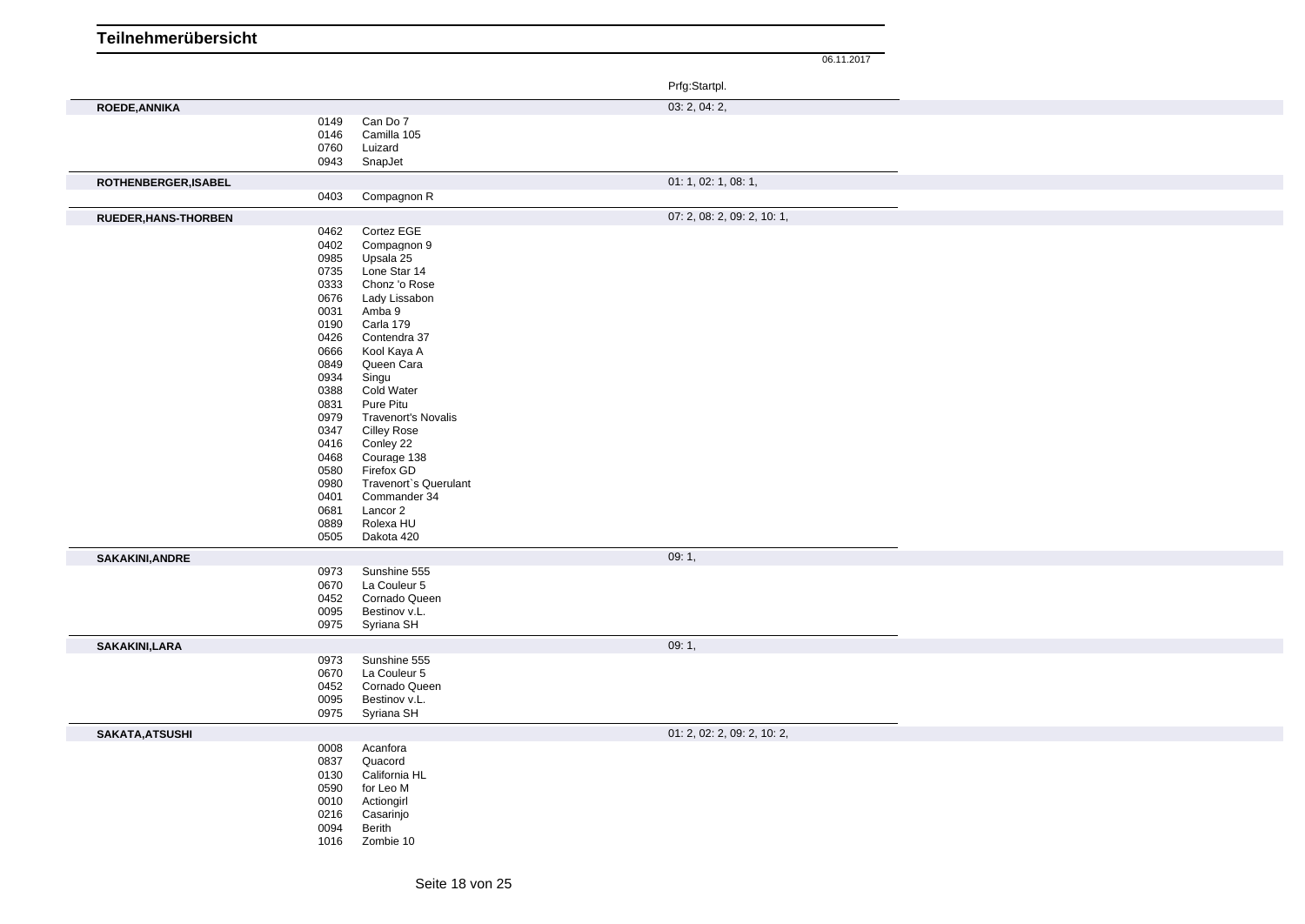# Teilnehmerübersicht

06.11.2017

| Teilnehmer | Nr. | Pferd | Prfg:Startpl. |
|---|---|---|---|
| **ROEDE,ANNIKA** | | | 03: 2, 04: 2, |
| | 0149 | Can Do 7 | |
| | 0146 | Camilla 105 | |
| | 0760 | Luizard | |
| | 0943 | SnapJet | |
| **ROTHENBERGER,ISABEL** | | | 01: 1, 02: 1, 08: 1, |
| | 0403 | Compagnon R | |
| **RUEDER,HANS-THORBEN** | | | 07: 2, 08: 2, 09: 2, 10: 1, |
| | 0462 | Cortez EGE | |
| | 0402 | Compagnon 9 | |
| | 0985 | Upsala 25 | |
| | 0735 | Lone Star 14 | |
| | 0333 | Chonz 'o Rose | |
| | 0676 | Lady Lissabon | |
| | 0031 | Amba 9 | |
| | 0190 | Carla 179 | |
| | 0426 | Contendra 37 | |
| | 0666 | Kool Kaya A | |
| | 0849 | Queen Cara | |
| | 0934 | Singu | |
| | 0388 | Cold Water | |
| | 0831 | Pure Pitu | |
| | 0979 | Travenort's Novalis | |
| | 0347 | Cilley Rose | |
| | 0416 | Conley 22 | |
| | 0468 | Courage 138 | |
| | 0580 | Firefox GD | |
| | 0980 | Travenort`s Querulant | |
| | 0401 | Commander 34 | |
| | 0681 | Lancor 2 | |
| | 0889 | Rolexa HU | |
| | 0505 | Dakota 420 | |
| **SAKAKINI,ANDRE** | | | 09: 1, |
| | 0973 | Sunshine 555 | |
| | 0670 | La Couleur 5 | |
| | 0452 | Cornado Queen | |
| | 0095 | Bestinov v.L. | |
| | 0975 | Syriana SH | |
| **SAKAKINI,LARA** | | | 09: 1, |
| | 0973 | Sunshine 555 | |
| | 0670 | La Couleur 5 | |
| | 0452 | Cornado Queen | |
| | 0095 | Bestinov v.L. | |
| | 0975 | Syriana SH | |
| **SAKATA,ATSUSHI** | | | 01: 2, 02: 2, 09: 2, 10: 2, |
| | 0008 | Acanfora | |
| | 0837 | Quacord | |
| | 0130 | California HL | |
| | 0590 | for Leo M | |
| | 0010 | Actiongirl | |
| | 0216 | Casarinjo | |
| | 0094 | Berith | |
| | 1016 | Zombie 10 | |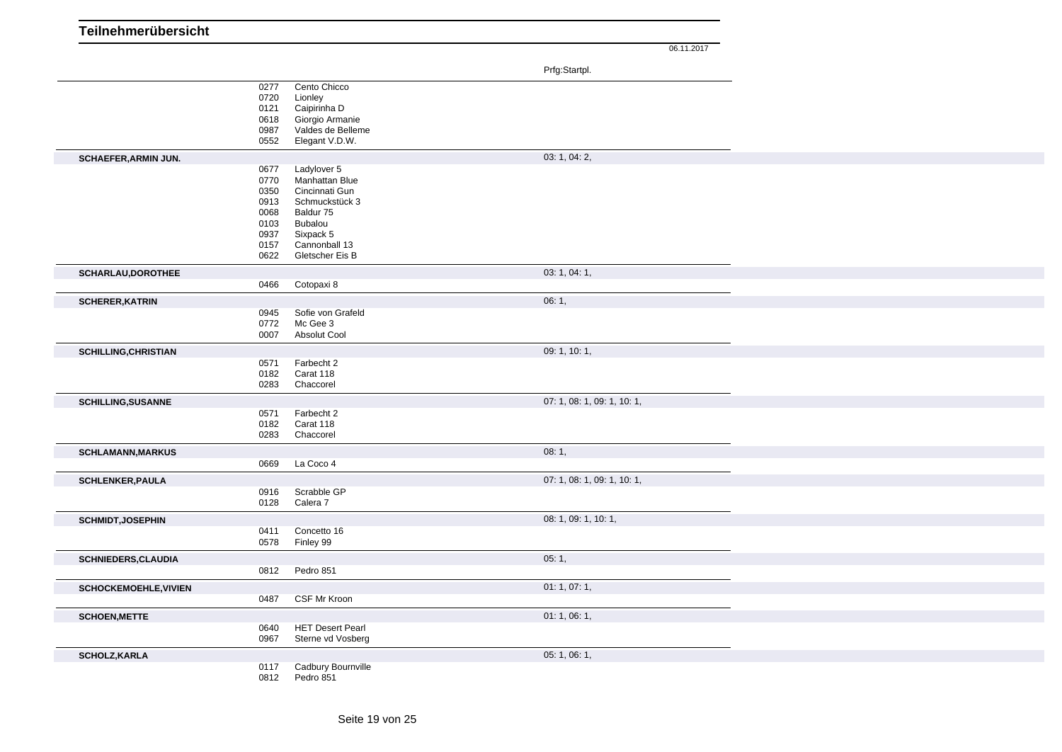# Teilnehmerübersicht

06.11.2017

| Reiter | Nr. | Pferd | Prfg:Startpl. |
|---|---|---|---|
| | 0277 | Cento Chicco | |
| | 0720 | Lionley | |
| | 0121 | Caipirinha D | |
| | 0618 | Giorgio Armanie | |
| | 0987 | Valdes de Belleme | |
| | 0552 | Elegant V.D.W. | |
| **SCHAEFER,ARMIN JUN.** | | | 03: 1, 04: 2, |
| | 0677 | Ladylover 5 | |
| | 0770 | Manhattan Blue | |
| | 0350 | Cincinnati Gun | |
| | 0913 | Schmuckstück 3 | |
| | 0068 | Baldur 75 | |
| | 0103 | Bubalou | |
| | 0937 | Sixpack 5 | |
| | 0157 | Cannonball 13 | |
| | 0622 | Gletscher Eis B | |
| **SCHARLAU,DOROTHEE** | | | 03: 1, 04: 1, |
| | 0466 | Cotopaxi 8 | |
| **SCHERER,KATRIN** | | | 06: 1, |
| | 0945 | Sofie von Grafeld | |
| | 0772 | Mc Gee 3 | |
| | 0007 | Absolut Cool | |
| **SCHILLING,CHRISTIAN** | | | 09: 1, 10: 1, |
| | 0571 | Farbecht 2 | |
| | 0182 | Carat 118 | |
| | 0283 | Chaccorel | |
| **SCHILLING,SUSANNE** | | | 07: 1, 08: 1, 09: 1, 10: 1, |
| | 0571 | Farbecht 2 | |
| | 0182 | Carat 118 | |
| | 0283 | Chaccorel | |
| **SCHLAMANN,MARKUS** | | | 08: 1, |
| | 0669 | La Coco 4 | |
| **SCHLENKER,PAULA** | | | 07: 1, 08: 1, 09: 1, 10: 1, |
| | 0916 | Scrabble GP | |
| | 0128 | Calera 7 | |
| **SCHMIDT,JOSEPHIN** | | | 08: 1, 09: 1, 10: 1, |
| | 0411 | Concetto 16 | |
| | 0578 | Finley 99 | |
| **SCHNIEDERS,CLAUDIA** | | | 05: 1, |
| | 0812 | Pedro 851 | |
| **SCHOCKEMOEHLE,VIVIEN** | | | 01: 1, 07: 1, |
| | 0487 | CSF Mr Kroon | |
| **SCHOEN,METTE** | | | 01: 1, 06: 1, |
| | 0640 | HET Desert Pearl | |
| | 0967 | Sterne vd Vosberg | |
| **SCHOLZ,KARLA** | | | 05: 1, 06: 1, |
| | 0117 | Cadbury Bournville | |
| | 0812 | Pedro 851 | |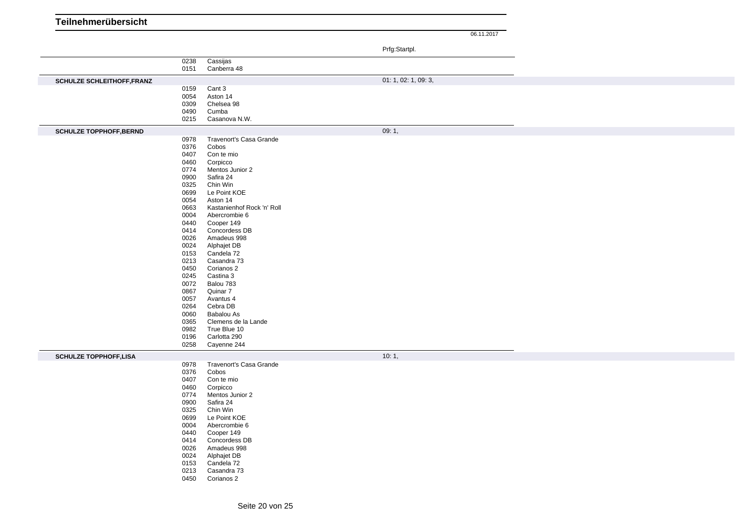# Teilnehmerübersicht

06.11.2017

| | | | Prfg:Startpl. |
|---|---|---|---|
| | 0238 | Cassijas | |
| | 0151 | Canberra 48 | |
| **SCHULZE SCHLEITHOFF,FRANZ** | | | 01: 1, 02: 1, 09: 3, |
| | 0159 | Cant 3 | |
| | 0054 | Aston 14 | |
| | 0309 | Chelsea 98 | |
| | 0490 | Cumba | |
| | 0215 | Casanova N.W. | |
| **SCHULZE TOPPHOFF,BERND** | | | 09: 1, |
| | 0978 | Travenort's Casa Grande | |
| | 0376 | Cobos | |
| | 0407 | Con te mio | |
| | 0460 | Corpicco | |
| | 0774 | Mentos Junior 2 | |
| | 0900 | Safira 24 | |
| | 0325 | Chin Win | |
| | 0699 | Le Point KOE | |
| | 0054 | Aston 14 | |
| | 0663 | Kastanienhof Rock 'n' Roll | |
| | 0004 | Abercrombie 6 | |
| | 0440 | Cooper 149 | |
| | 0414 | Concordess DB | |
| | 0026 | Amadeus 998 | |
| | 0024 | Alphajet DB | |
| | 0153 | Candela 72 | |
| | 0213 | Casandra 73 | |
| | 0450 | Corianos 2 | |
| | 0245 | Castina 3 | |
| | 0072 | Balou 783 | |
| | 0867 | Quinar 7 | |
| | 0057 | Avantus 4 | |
| | 0264 | Cebra DB | |
| | 0060 | Babalou As | |
| | 0365 | Clemens de la Lande | |
| | 0982 | True Blue 10 | |
| | 0196 | Carlotta 290 | |
| | 0258 | Cayenne 244 | |
| **SCHULZE TOPPHOFF,LISA** | | | 10: 1, |
| | 0978 | Travenort's Casa Grande | |
| | 0376 | Cobos | |
| | 0407 | Con te mio | |
| | 0460 | Corpicco | |
| | 0774 | Mentos Junior 2 | |
| | 0900 | Safira 24 | |
| | 0325 | Chin Win | |
| | 0699 | Le Point KOE | |
| | 0004 | Abercrombie 6 | |
| | 0440 | Cooper 149 | |
| | 0414 | Concordess DB | |
| | 0026 | Amadeus 998 | |
| | 0024 | Alphajet DB | |
| | 0153 | Candela 72 | |
| | 0213 | Casandra 73 | |
| | 0450 | Corianos 2 | |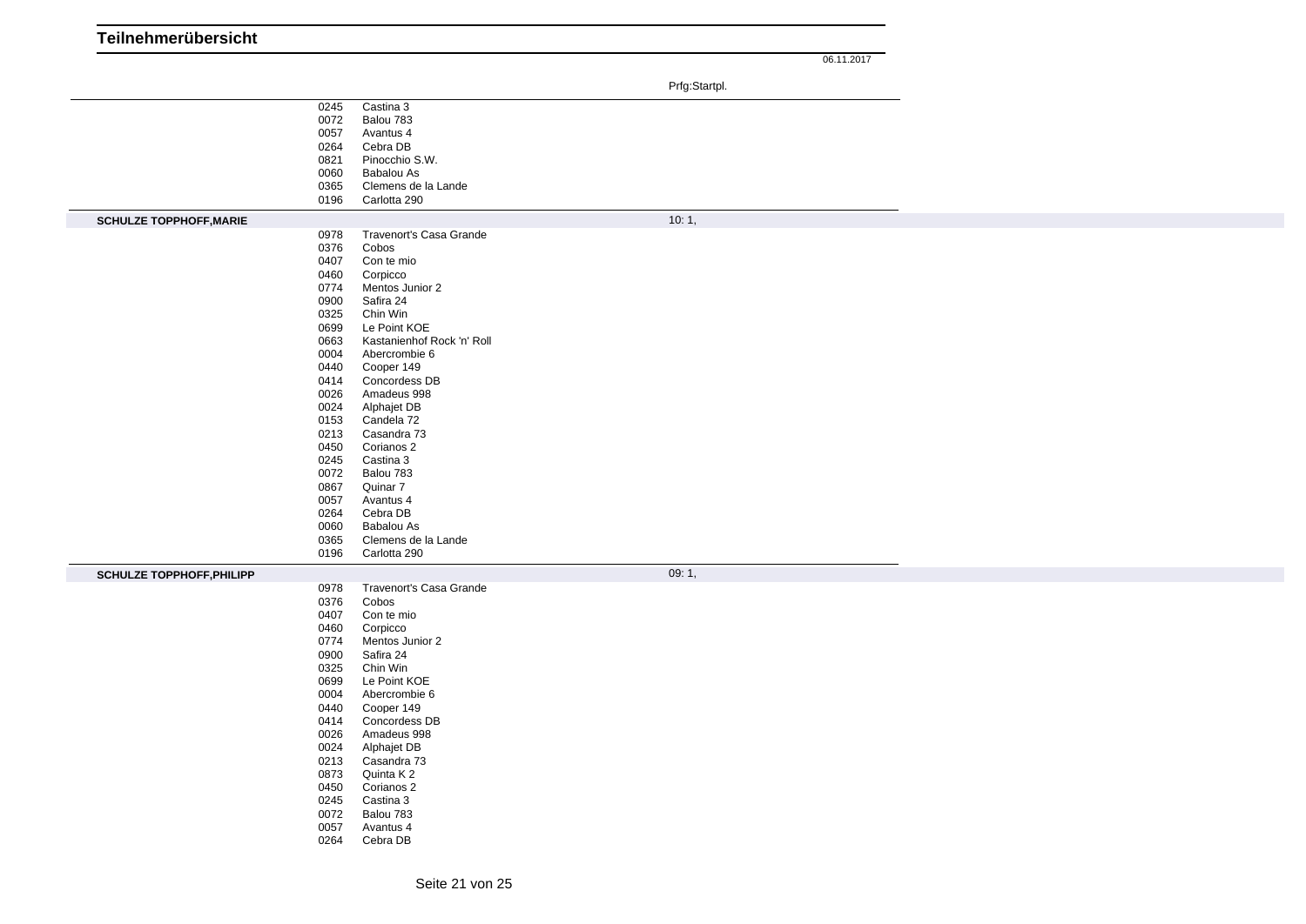# Teilnehmerübersicht

06.11.2017

| | | | Prfg:Startpl. |
|---|---|---|---|
| | 0245 | Castina 3 | |
| | 0072 | Balou 783 | |
| | 0057 | Avantus 4 | |
| | 0264 | Cebra DB | |
| | 0821 | Pinocchio S.W. | |
| | 0060 | Babalou As | |
| | 0365 | Clemens de la Lande | |
| | 0196 | Carlotta 290 | |
| **SCHULZE TOPPHOFF,MARIE** | | | 10: 1, |
| | 0978 | Travenort's Casa Grande | |
| | 0376 | Cobos | |
| | 0407 | Con te mio | |
| | 0460 | Corpicco | |
| | 0774 | Mentos Junior 2 | |
| | 0900 | Safira 24 | |
| | 0325 | Chin Win | |
| | 0699 | Le Point KOE | |
| | 0663 | Kastanienhof Rock 'n' Roll | |
| | 0004 | Abercrombie 6 | |
| | 0440 | Cooper 149 | |
| | 0414 | Concordess DB | |
| | 0026 | Amadeus 998 | |
| | 0024 | Alphajet DB | |
| | 0153 | Candela 72 | |
| | 0213 | Casandra 73 | |
| | 0450 | Corianos 2 | |
| | 0245 | Castina 3 | |
| | 0072 | Balou 783 | |
| | 0867 | Quinar 7 | |
| | 0057 | Avantus 4 | |
| | 0264 | Cebra DB | |
| | 0060 | Babalou As | |
| | 0365 | Clemens de la Lande | |
| | 0196 | Carlotta 290 | |
| **SCHULZE TOPPHOFF,PHILIPP** | | | 09: 1, |
| | 0978 | Travenort's Casa Grande | |
| | 0376 | Cobos | |
| | 0407 | Con te mio | |
| | 0460 | Corpicco | |
| | 0774 | Mentos Junior 2 | |
| | 0900 | Safira 24 | |
| | 0325 | Chin Win | |
| | 0699 | Le Point KOE | |
| | 0004 | Abercrombie 6 | |
| | 0440 | Cooper 149 | |
| | 0414 | Concordess DB | |
| | 0026 | Amadeus 998 | |
| | 0024 | Alphajet DB | |
| | 0213 | Casandra 73 | |
| | 0873 | Quinta K 2 | |
| | 0450 | Corianos 2 | |
| | 0245 | Castina 3 | |
| | 0072 | Balou 783 | |
| | 0057 | Avantus 4 | |
| | 0264 | Cebra DB | |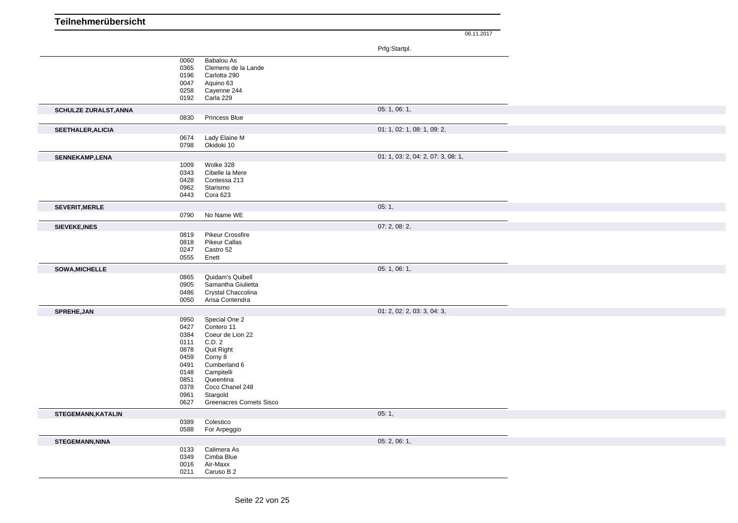# Teilnehmerübersicht

06.11.2017

| | | | Prfg:Startpl. |
|---|---|---|---|
| | 0060 | Babalou As | |
| | 0365 | Clemens de la Lande | |
| | 0196 | Carlotta 290 | |
| | 0047 | Aquino 63 | |
| | 0258 | Cayenne 244 | |
| | 0192 | Carla 229 | |
| **SCHULZE ZURALST,ANNA** | | | 05: 1, 06: 1, |
| | 0830 | Princess Blue | |
| **SEETHALER,ALICIA** | | | 01: 1, 02: 1, 08: 1, 09: 2, |
| | 0674 | Lady Elaine M | |
| | 0798 | Okidoki 10 | |
| **SENNEKAMP,LENA** | | | 01: 1, 03: 2, 04: 2, 07: 3, 08: 1, |
| | 1009 | Wolke 328 | |
| | 0343 | Cibelle la Mere | |
| | 0428 | Contessa 213 | |
| | 0962 | Starismo | |
| | 0443 | Cora 623 | |
| **SEVERIT,MERLE** | | | 05: 1, |
| | 0790 | No Name WE | |
| **SIEVEKE,INES** | | | 07: 2, 08: 2, |
| | 0819 | Pikeur Crossfire | |
| | 0818 | Pikeur Callas | |
| | 0247 | Castro 52 | |
| | 0555 | Enett | |
| **SOWA,MICHELLE** | | | 05: 1, 06: 1, |
| | 0865 | Quidam's Quibell | |
| | 0905 | Samantha Giulietta | |
| | 0486 | Crystal Chaccolina | |
| | 0050 | Arisa Contendra | |
| **SPREHE,JAN** | | | 01: 2, 02: 2, 03: 3, 04: 3, |
| | 0950 | Special One 2 | |
| | 0427 | Contero 11 | |
| | 0384 | Coeur de Lion 22 | |
| | 0111 | C.D. 2 | |
| | 0878 | Quit Right | |
| | 0459 | Corny 8 | |
| | 0491 | Cumberland 6 | |
| | 0148 | Campitelli | |
| | 0851 | Queentina | |
| | 0378 | Coco Chanel 248 | |
| | 0961 | Stargold | |
| | 0627 | Greenacres Cornets Sisco | |
| **STEGEMANN,KATALIN** | | | 05: 1, |
| | 0389 | Colestico | |
| | 0588 | For Arpeggio | |
| **STEGEMANN,NINA** | | | 05: 2, 06: 1, |
| | 0133 | Calimera As | |
| | 0349 | Cimba Blue | |
| | 0016 | Air-Maxx | |
| | 0211 | Caruso B 2 | |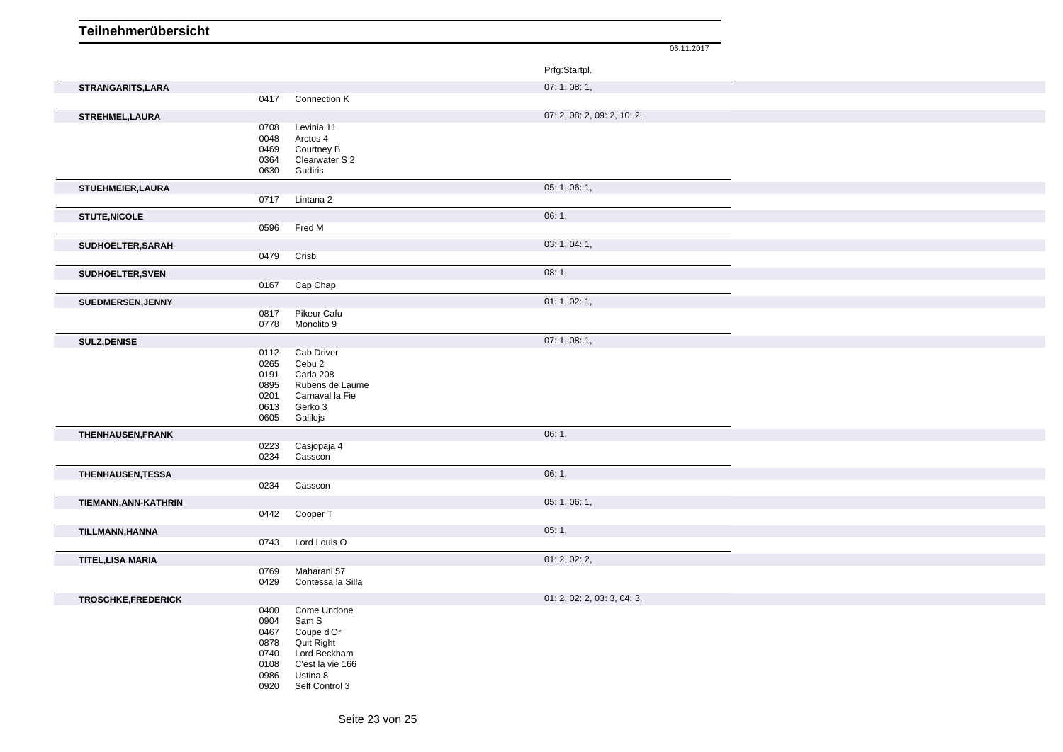# Teilnehmerübersicht

06.11.2017

| Teilnehmer | Nr. | Pferd | Prfg:Startpl. |
|---|---|---|---|
| **STRANGARITS,LARA** | | | 07: 1, 08: 1, |
| | 0417 | Connection K | |
| **STREHMEL,LAURA** | | | 07: 2, 08: 2, 09: 2, 10: 2, |
| | 0708 | Levinia 11 | |
| | 0048 | Arctos 4 | |
| | 0469 | Courtney B | |
| | 0364 | Clearwater S 2 | |
| | 0630 | Gudiris | |
| **STUEHMEIER,LAURA** | | | 05: 1, 06: 1, |
| | 0717 | Lintana 2 | |
| **STUTE,NICOLE** | | | 06: 1, |
| | 0596 | Fred M | |
| **SUDHOELTER,SARAH** | | | 03: 1, 04: 1, |
| | 0479 | Crisbi | |
| **SUDHOELTER,SVEN** | | | 08: 1, |
| | 0167 | Cap Chap | |
| **SUEDMERSEN,JENNY** | | | 01: 1, 02: 1, |
| | 0817 | Pikeur Cafu | |
| | 0778 | Monolito 9 | |
| **SULZ,DENISE** | | | 07: 1, 08: 1, |
| | 0112 | Cab Driver | |
| | 0265 | Cebu 2 | |
| | 0191 | Carla 208 | |
| | 0895 | Rubens de Laume | |
| | 0201 | Carnaval la Fie | |
| | 0613 | Gerko 3 | |
| | 0605 | Galilejs | |
| **THENHAUSEN,FRANK** | | | 06: 1, |
| | 0223 | Casjopaja 4 | |
| | 0234 | Casscon | |
| **THENHAUSEN,TESSA** | | | 06: 1, |
| | 0234 | Casscon | |
| **TIEMANN,ANN-KATHRIN** | | | 05: 1, 06: 1, |
| | 0442 | Cooper T | |
| **TILLMANN,HANNA** | | | 05: 1, |
| | 0743 | Lord Louis O | |
| **TITEL,LISA MARIA** | | | 01: 2, 02: 2, |
| | 0769 | Maharani 57 | |
| | 0429 | Contessa la Silla | |
| **TROSCHKE,FREDERICK** | | | 01: 2, 02: 2, 03: 3, 04: 3, |
| | 0400 | Come Undone | |
| | 0904 | Sam S | |
| | 0467 | Coupe d'Or | |
| | 0878 | Quit Right | |
| | 0740 | Lord Beckham | |
| | 0108 | C'est la vie 166 | |
| | 0986 | Ustina 8 | |
| | 0920 | Self Control 3 | |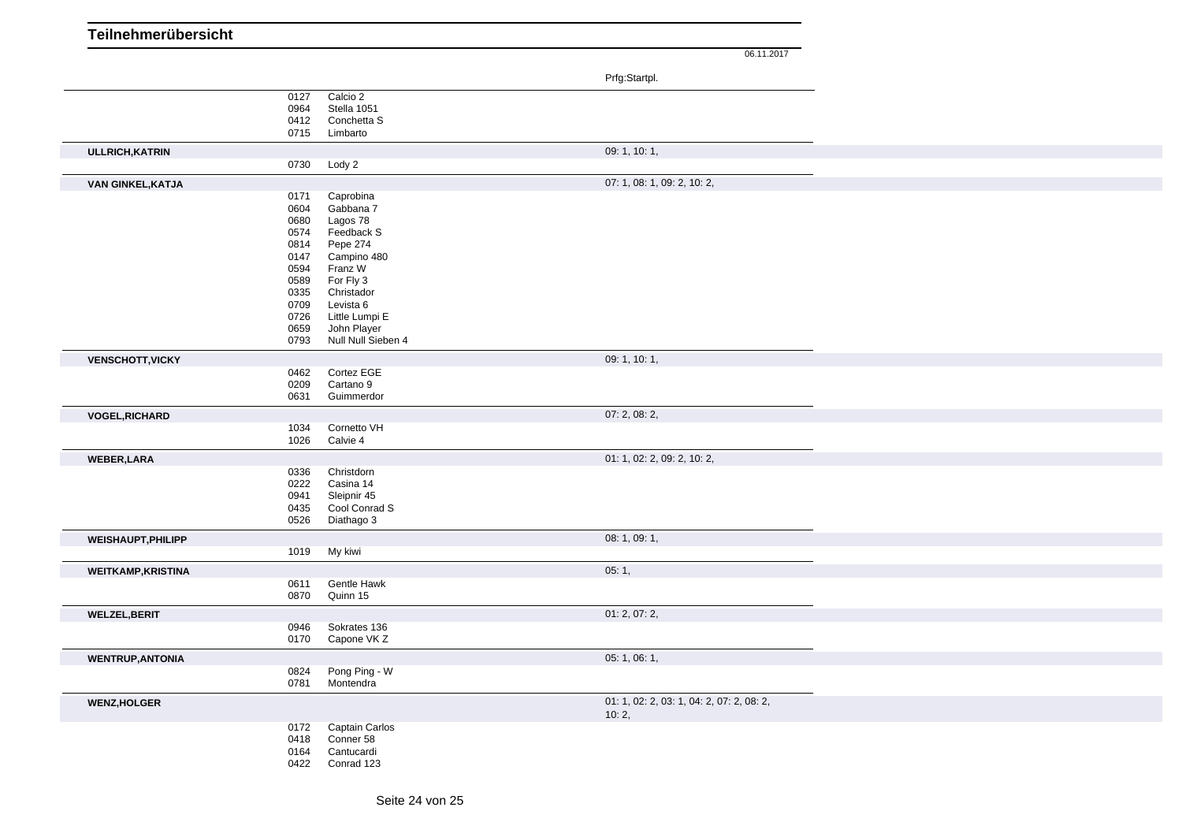# Teilnehmerübersicht

06.11.2017

| | | | Prfg:Startpl. |
|---|---|---|---|
| | 0127 | Calcio 2 | |
| | 0964 | Stella 1051 | |
| | 0412 | Conchetta S | |
| | 0715 | Limbarto | |
| **ULLRICH,KATRIN** | | | 09: 1, 10: 1, |
| | 0730 | Lody 2 | |
| **VAN GINKEL,KATJA** | | | 07: 1, 08: 1, 09: 2, 10: 2, |
| | 0171 | Caprobina | |
| | 0604 | Gabbana 7 | |
| | 0680 | Lagos 78 | |
| | 0574 | Feedback S | |
| | 0814 | Pepe 274 | |
| | 0147 | Campino 480 | |
| | 0594 | Franz W | |
| | 0589 | For Fly 3 | |
| | 0335 | Christador | |
| | 0709 | Levista 6 | |
| | 0726 | Little Lumpi E | |
| | 0659 | John Player | |
| | 0793 | Null Null Sieben 4 | |
| **VENSCHOTT,VICKY** | | | 09: 1, 10: 1, |
| | 0462 | Cortez EGE | |
| | 0209 | Cartano 9 | |
| | 0631 | Guimmerdor | |
| **VOGEL,RICHARD** | | | 07: 2, 08: 2, |
| | 1034 | Cornetto VH | |
| | 1026 | Calvie 4 | |
| **WEBER,LARA** | | | 01: 1, 02: 2, 09: 2, 10: 2, |
| | 0336 | Christdorn | |
| | 0222 | Casina 14 | |
| | 0941 | Sleipnir 45 | |
| | 0435 | Cool Conrad S | |
| | 0526 | Diathago 3 | |
| **WEISHAUPT,PHILIPP** | | | 08: 1, 09: 1, |
| | 1019 | My kiwi | |
| **WEITKAMP,KRISTINA** | | | 05: 1, |
| | 0611 | Gentle Hawk | |
| | 0870 | Quinn 15 | |
| **WELZEL,BERIT** | | | 01: 2, 07: 2, |
| | 0946 | Sokrates 136 | |
| | 0170 | Capone VK Z | |
| **WENTRUP,ANTONIA** | | | 05: 1, 06: 1, |
| | 0824 | Pong Ping - W | |
| | 0781 | Montendra | |
| **WENZ,HOLGER** | | | 01: 1, 02: 2, 03: 1, 04: 2, 07: 2, 08: 2, 10: 2, |
| | 0172 | Captain Carlos | |
| | 0418 | Conner 58 | |
| | 0164 | Cantucardi | |
| | 0422 | Conrad 123 | |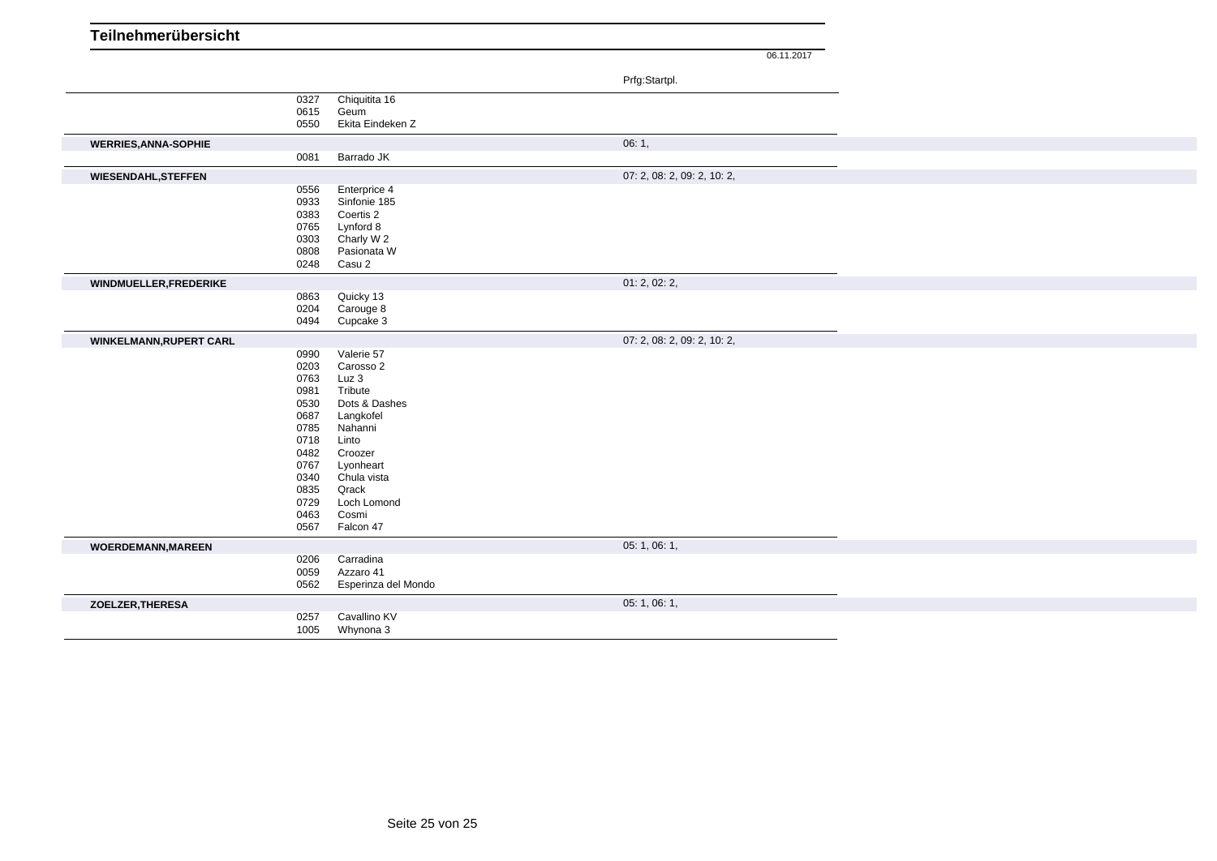# Teilnehmerübersicht

06.11.2017

| | | | Prfg:Startpl. |
|---|---|---|---|
| | 0327 | Chiquitita 16 | |
| | 0615 | Geum | |
| | 0550 | Ekita Eindeken Z | |
| **WERRIES,ANNA-SOPHIE** | | | 06: 1, |
| | 0081 | Barrado JK | |
| **WIESENDAHL,STEFFEN** | | | 07: 2, 08: 2, 09: 2, 10: 2, |
| | 0556 | Enterprice 4 | |
| | 0933 | Sinfonie 185 | |
| | 0383 | Coertis 2 | |
| | 0765 | Lynford 8 | |
| | 0303 | Charly W 2 | |
| | 0808 | Pasionata W | |
| | 0248 | Casu 2 | |
| **WINDMUELLER,FREDERIKE** | | | 01: 2, 02: 2, |
| | 0863 | Quicky 13 | |
| | 0204 | Carouge 8 | |
| | 0494 | Cupcake 3 | |
| **WINKELMANN,RUPERT CARL** | | | 07: 2, 08: 2, 09: 2, 10: 2, |
| | 0990 | Valerie 57 | |
| | 0203 | Carosso 2 | |
| | 0763 | Luz 3 | |
| | 0981 | Tribute | |
| | 0530 | Dots & Dashes | |
| | 0687 | Langkofel | |
| | 0785 | Nahanni | |
| | 0718 | Linto | |
| | 0482 | Croozer | |
| | 0767 | Lyonheart | |
| | 0340 | Chula vista | |
| | 0835 | Qrack | |
| | 0729 | Loch Lomond | |
| | 0463 | Cosmi | |
| | 0567 | Falcon 47 | |
| **WOERDEMANN,MAREEN** | | | 05: 1, 06: 1, |
| | 0206 | Carradina | |
| | 0059 | Azzaro 41 | |
| | 0562 | Esperinza del Mondo | |
| **ZOELZER,THERESA** | | | 05: 1, 06: 1, |
| | 0257 | Cavallino KV | |
| | 1005 | Whynona 3 | |